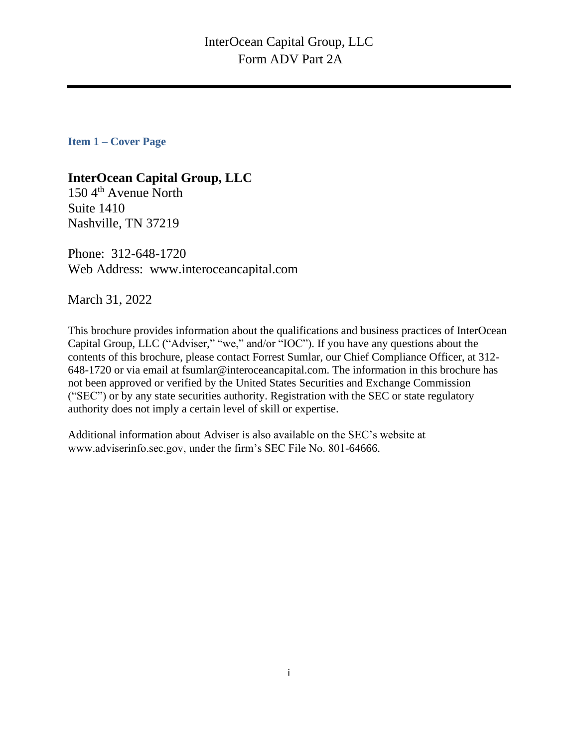# InterOcean Capital Group, LLC
# Form ADV Part 2A

## Item 1 – Cover Page

**InterOcean Capital Group, LLC**
150 4th Avenue North
Suite 1410
Nashville, TN 37219

Phone: 312-648-1720
Web Address: www.interoceancapital.com

March 31, 2022

This brochure provides information about the qualifications and business practices of InterOcean Capital Group, LLC ("Adviser," "we," and/or "IOC"). If you have any questions about the contents of this brochure, please contact Forrest Sumlar, our Chief Compliance Officer, at 312-648-1720 or via email at fsumlar@interoceancapital.com. The information in this brochure has not been approved or verified by the United States Securities and Exchange Commission ("SEC") or by any state securities authority. Registration with the SEC or state regulatory authority does not imply a certain level of skill or expertise.

Additional information about Adviser is also available on the SEC's website at www.adviserinfo.sec.gov, under the firm's SEC File No. 801-64666.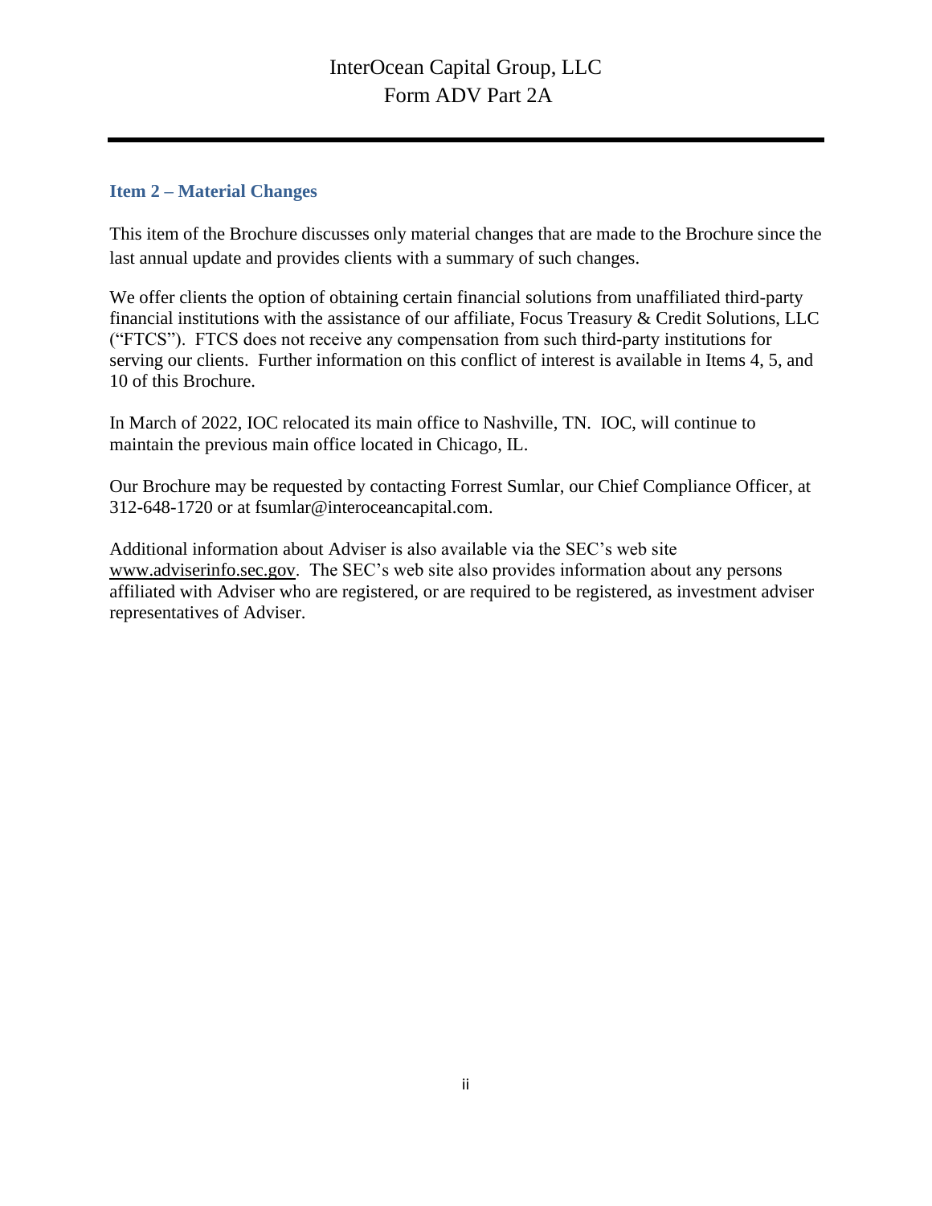## Item 2 – Material Changes

This item of the Brochure discusses only material changes that are made to the Brochure since the last annual update and provides clients with a summary of such changes.

We offer clients the option of obtaining certain financial solutions from unaffiliated third-party financial institutions with the assistance of our affiliate, Focus Treasury & Credit Solutions, LLC ("FTCS"). FTCS does not receive any compensation from such third-party institutions for serving our clients. Further information on this conflict of interest is available in Items 4, 5, and 10 of this Brochure.

In March of 2022, IOC relocated its main office to Nashville, TN. IOC, will continue to maintain the previous main office located in Chicago, IL.

Our Brochure may be requested by contacting Forrest Sumlar, our Chief Compliance Officer, at 312-648-1720 or at fsumlar@interoceancapital.com.

Additional information about Adviser is also available via the SEC's web site www.adviserinfo.sec.gov. The SEC's web site also provides information about any persons affiliated with Adviser who are registered, or are required to be registered, as investment adviser representatives of Adviser.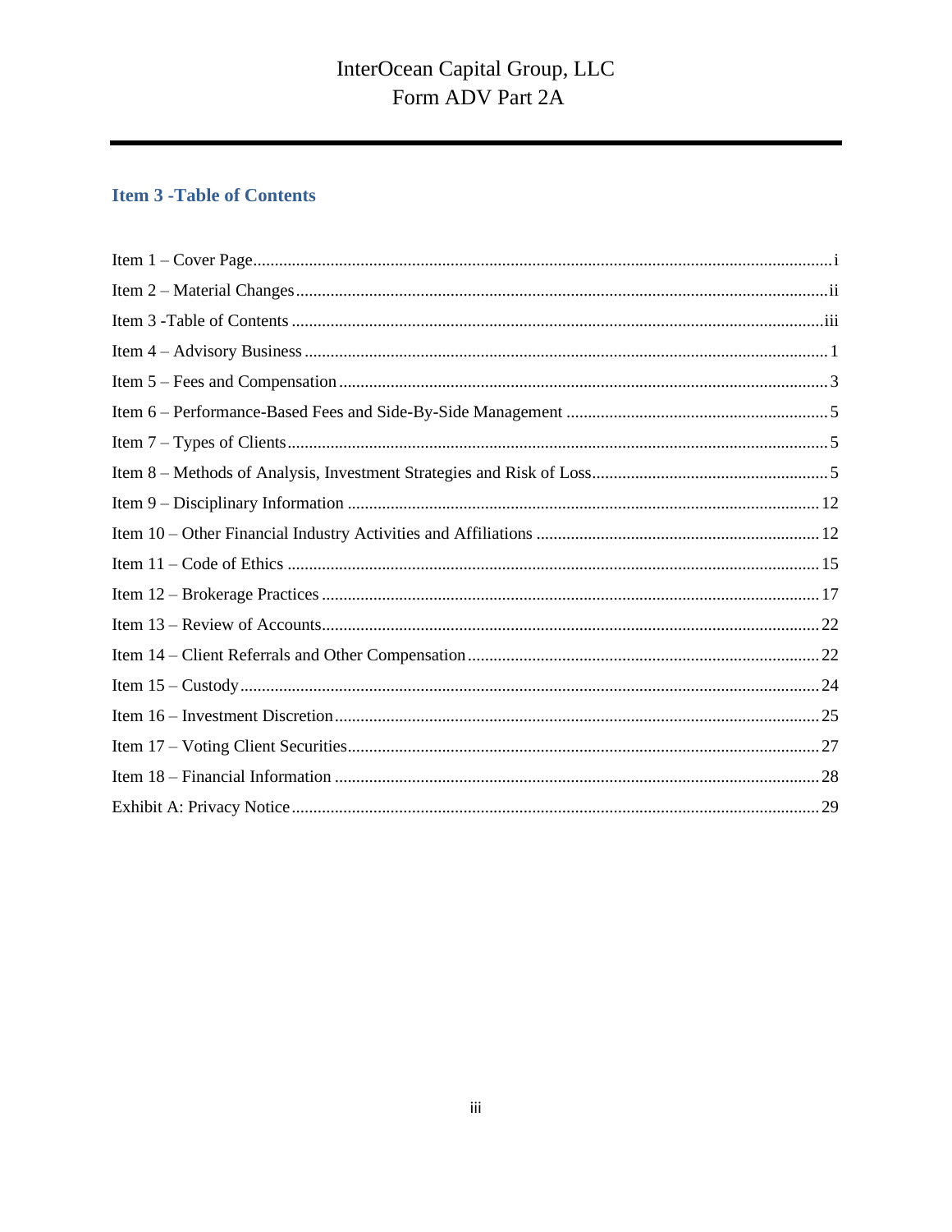## Item 3 -Table of Contents

| | |
|---|---|
| Item 1 – Cover Page | i |
| Item 2 – Material Changes | ii |
| Item 3 -Table of Contents | iii |
| Item 4 – Advisory Business | 1 |
| Item 5 – Fees and Compensation | 3 |
| Item 6 – Performance-Based Fees and Side-By-Side Management | 5 |
| Item 7 – Types of Clients | 5 |
| Item 8 – Methods of Analysis, Investment Strategies and Risk of Loss | 5 |
| Item 9 – Disciplinary Information | 12 |
| Item 10 – Other Financial Industry Activities and Affiliations | 12 |
| Item 11 – Code of Ethics | 15 |
| Item 12 – Brokerage Practices | 17 |
| Item 13 – Review of Accounts | 22 |
| Item 14 – Client Referrals and Other Compensation | 22 |
| Item 15 – Custody | 24 |
| Item 16 – Investment Discretion | 25 |
| Item 17 – Voting Client Securities | 27 |
| Item 18 – Financial Information | 28 |
| Exhibit A: Privacy Notice | 29 |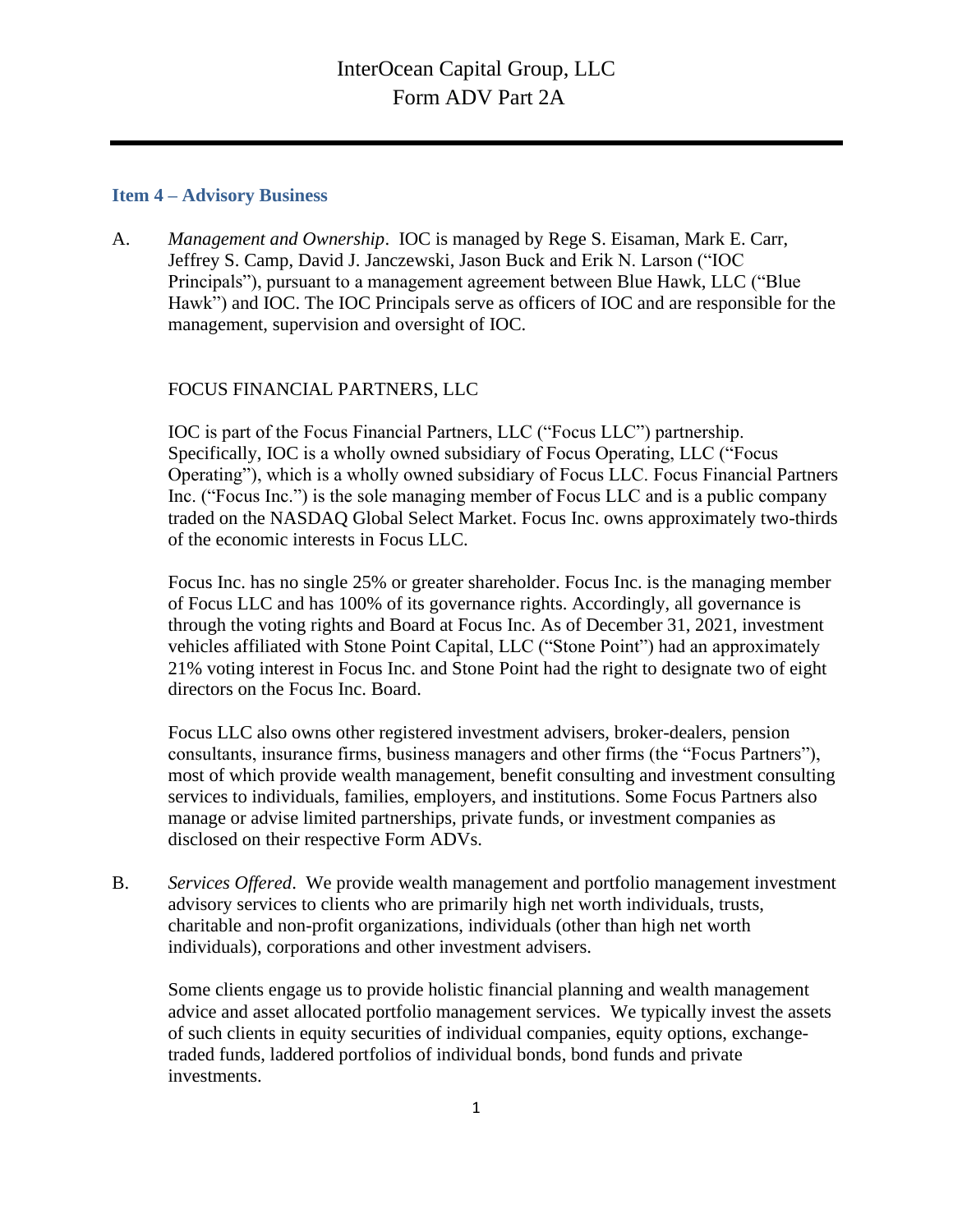## Item 4 – Advisory Business

A. *Management and Ownership*. IOC is managed by Rege S. Eisaman, Mark E. Carr, Jeffrey S. Camp, David J. Janczewski, Jason Buck and Erik N. Larson ("IOC Principals"), pursuant to a management agreement between Blue Hawk, LLC ("Blue Hawk") and IOC. The IOC Principals serve as officers of IOC and are responsible for the management, supervision and oversight of IOC.

FOCUS FINANCIAL PARTNERS, LLC

IOC is part of the Focus Financial Partners, LLC ("Focus LLC") partnership. Specifically, IOC is a wholly owned subsidiary of Focus Operating, LLC ("Focus Operating"), which is a wholly owned subsidiary of Focus LLC. Focus Financial Partners Inc. ("Focus Inc.") is the sole managing member of Focus LLC and is a public company traded on the NASDAQ Global Select Market. Focus Inc. owns approximately two-thirds of the economic interests in Focus LLC.

Focus Inc. has no single 25% or greater shareholder. Focus Inc. is the managing member of Focus LLC and has 100% of its governance rights. Accordingly, all governance is through the voting rights and Board at Focus Inc. As of December 31, 2021, investment vehicles affiliated with Stone Point Capital, LLC ("Stone Point") had an approximately 21% voting interest in Focus Inc. and Stone Point had the right to designate two of eight directors on the Focus Inc. Board.

Focus LLC also owns other registered investment advisers, broker-dealers, pension consultants, insurance firms, business managers and other firms (the "Focus Partners"), most of which provide wealth management, benefit consulting and investment consulting services to individuals, families, employers, and institutions. Some Focus Partners also manage or advise limited partnerships, private funds, or investment companies as disclosed on their respective Form ADVs.

B. *Services Offered*. We provide wealth management and portfolio management investment advisory services to clients who are primarily high net worth individuals, trusts, charitable and non-profit organizations, individuals (other than high net worth individuals), corporations and other investment advisers.

Some clients engage us to provide holistic financial planning and wealth management advice and asset allocated portfolio management services. We typically invest the assets of such clients in equity securities of individual companies, equity options, exchange-traded funds, laddered portfolios of individual bonds, bond funds and private investments.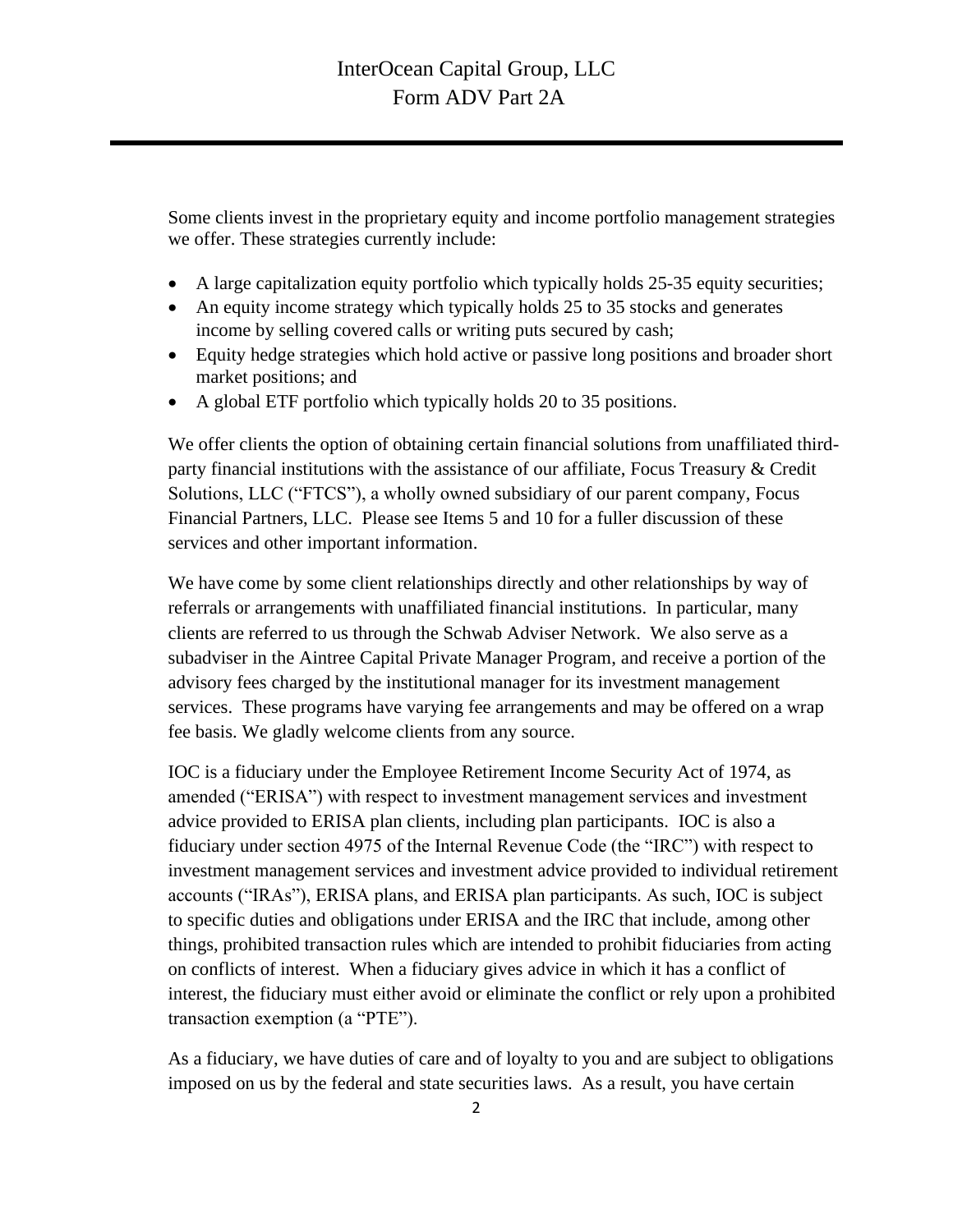Some clients invest in the proprietary equity and income portfolio management strategies we offer. These strategies currently include:

- A large capitalization equity portfolio which typically holds 25-35 equity securities;
- An equity income strategy which typically holds 25 to 35 stocks and generates income by selling covered calls or writing puts secured by cash;
- Equity hedge strategies which hold active or passive long positions and broader short market positions; and
- A global ETF portfolio which typically holds 20 to 35 positions.

We offer clients the option of obtaining certain financial solutions from unaffiliated third-party financial institutions with the assistance of our affiliate, Focus Treasury & Credit Solutions, LLC ("FTCS"), a wholly owned subsidiary of our parent company, Focus Financial Partners, LLC. Please see Items 5 and 10 for a fuller discussion of these services and other important information.

We have come by some client relationships directly and other relationships by way of referrals or arrangements with unaffiliated financial institutions. In particular, many clients are referred to us through the Schwab Adviser Network. We also serve as a subadviser in the Aintree Capital Private Manager Program, and receive a portion of the advisory fees charged by the institutional manager for its investment management services. These programs have varying fee arrangements and may be offered on a wrap fee basis. We gladly welcome clients from any source.

IOC is a fiduciary under the Employee Retirement Income Security Act of 1974, as amended ("ERISA") with respect to investment management services and investment advice provided to ERISA plan clients, including plan participants. IOC is also a fiduciary under section 4975 of the Internal Revenue Code (the "IRC") with respect to investment management services and investment advice provided to individual retirement accounts ("IRAs"), ERISA plans, and ERISA plan participants. As such, IOC is subject to specific duties and obligations under ERISA and the IRC that include, among other things, prohibited transaction rules which are intended to prohibit fiduciaries from acting on conflicts of interest. When a fiduciary gives advice in which it has a conflict of interest, the fiduciary must either avoid or eliminate the conflict or rely upon a prohibited transaction exemption (a "PTE").

As a fiduciary, we have duties of care and of loyalty to you and are subject to obligations imposed on us by the federal and state securities laws. As a result, you have certain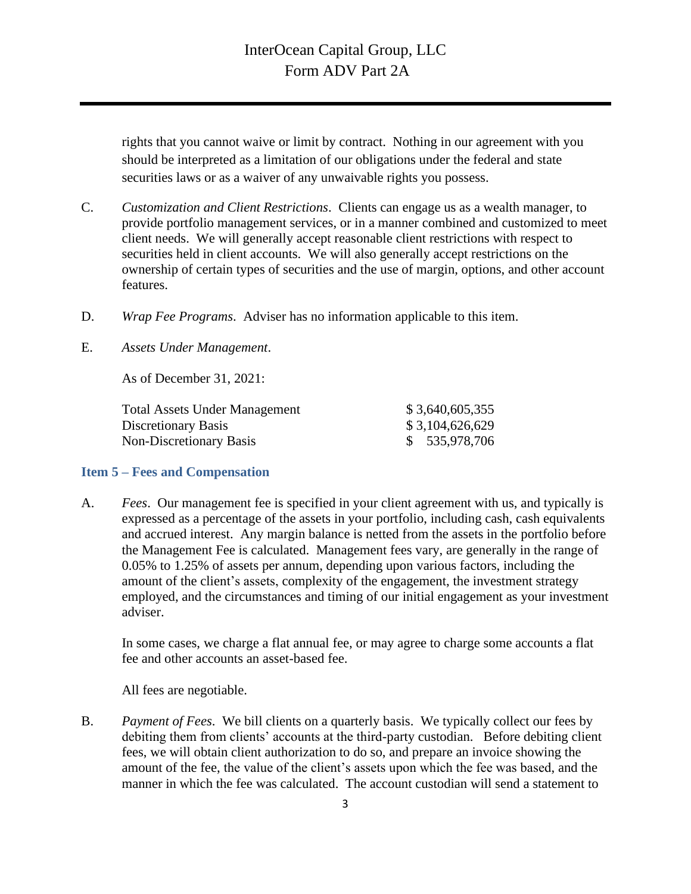rights that you cannot waive or limit by contract. Nothing in our agreement with you should be interpreted as a limitation of our obligations under the federal and state securities laws or as a waiver of any unwaivable rights you possess.

C. *Customization and Client Restrictions*. Clients can engage us as a wealth manager, to provide portfolio management services, or in a manner combined and customized to meet client needs. We will generally accept reasonable client restrictions with respect to securities held in client accounts. We will also generally accept restrictions on the ownership of certain types of securities and the use of margin, options, and other account features.

D. *Wrap Fee Programs*. Adviser has no information applicable to this item.

E. *Assets Under Management*.

As of December 31, 2021:

| | |
|---|---|
| Total Assets Under Management | $ 3,640,605,355 |
| Discretionary Basis | $ 3,104,626,629 |
| Non-Discretionary Basis | $ 535,978,706 |

## Item 5 – Fees and Compensation

A. *Fees*. Our management fee is specified in your client agreement with us, and typically is expressed as a percentage of the assets in your portfolio, including cash, cash equivalents and accrued interest. Any margin balance is netted from the assets in the portfolio before the Management Fee is calculated. Management fees vary, are generally in the range of 0.05% to 1.25% of assets per annum, depending upon various factors, including the amount of the client's assets, complexity of the engagement, the investment strategy employed, and the circumstances and timing of our initial engagement as your investment adviser.

In some cases, we charge a flat annual fee, or may agree to charge some accounts a flat fee and other accounts an asset-based fee.

All fees are negotiable.

B. *Payment of Fees*. We bill clients on a quarterly basis. We typically collect our fees by debiting them from clients' accounts at the third-party custodian. Before debiting client fees, we will obtain client authorization to do so, and prepare an invoice showing the amount of the fee, the value of the client's assets upon which the fee was based, and the manner in which the fee was calculated. The account custodian will send a statement to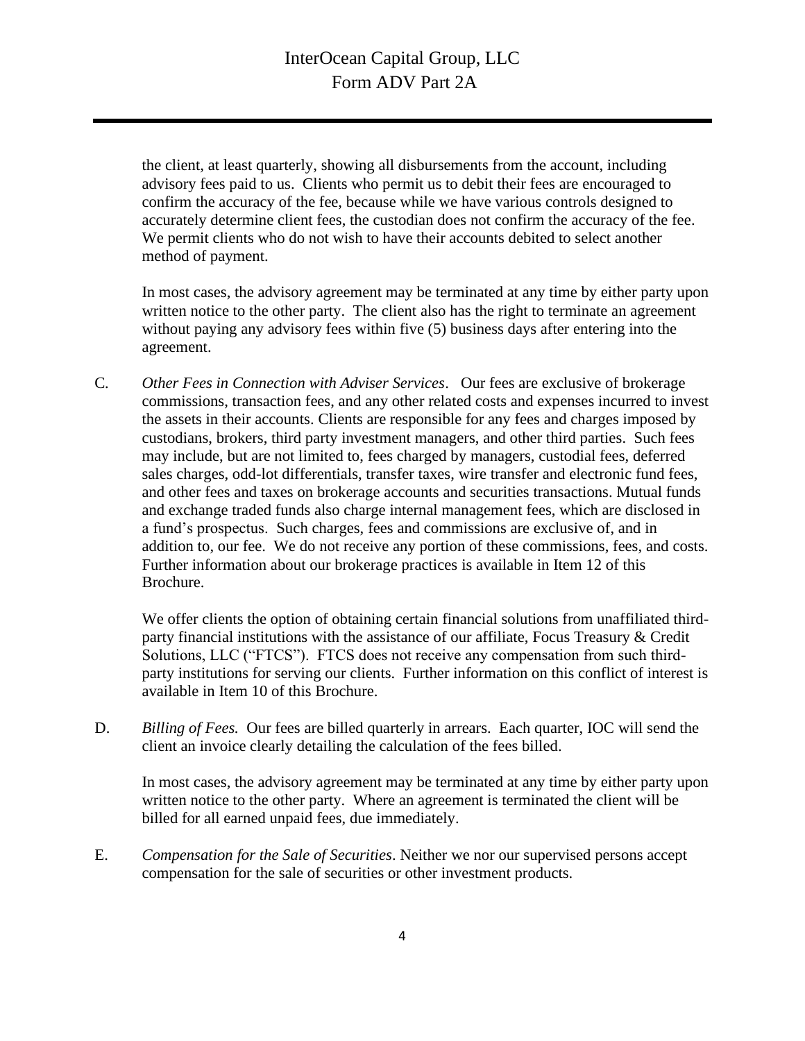the client, at least quarterly, showing all disbursements from the account, including advisory fees paid to us. Clients who permit us to debit their fees are encouraged to confirm the accuracy of the fee, because while we have various controls designed to accurately determine client fees, the custodian does not confirm the accuracy of the fee. We permit clients who do not wish to have their accounts debited to select another method of payment.

In most cases, the advisory agreement may be terminated at any time by either party upon written notice to the other party. The client also has the right to terminate an agreement without paying any advisory fees within five (5) business days after entering into the agreement.

C. *Other Fees in Connection with Adviser Services*. Our fees are exclusive of brokerage commissions, transaction fees, and any other related costs and expenses incurred to invest the assets in their accounts. Clients are responsible for any fees and charges imposed by custodians, brokers, third party investment managers, and other third parties. Such fees may include, but are not limited to, fees charged by managers, custodial fees, deferred sales charges, odd-lot differentials, transfer taxes, wire transfer and electronic fund fees, and other fees and taxes on brokerage accounts and securities transactions. Mutual funds and exchange traded funds also charge internal management fees, which are disclosed in a fund's prospectus. Such charges, fees and commissions are exclusive of, and in addition to, our fee. We do not receive any portion of these commissions, fees, and costs. Further information about our brokerage practices is available in Item 12 of this Brochure.

We offer clients the option of obtaining certain financial solutions from unaffiliated third-party financial institutions with the assistance of our affiliate, Focus Treasury & Credit Solutions, LLC ("FTCS"). FTCS does not receive any compensation from such third-party institutions for serving our clients. Further information on this conflict of interest is available in Item 10 of this Brochure.

D. *Billing of Fees.* Our fees are billed quarterly in arrears. Each quarter, IOC will send the client an invoice clearly detailing the calculation of the fees billed.

In most cases, the advisory agreement may be terminated at any time by either party upon written notice to the other party. Where an agreement is terminated the client will be billed for all earned unpaid fees, due immediately.

E. *Compensation for the Sale of Securities*. Neither we nor our supervised persons accept compensation for the sale of securities or other investment products.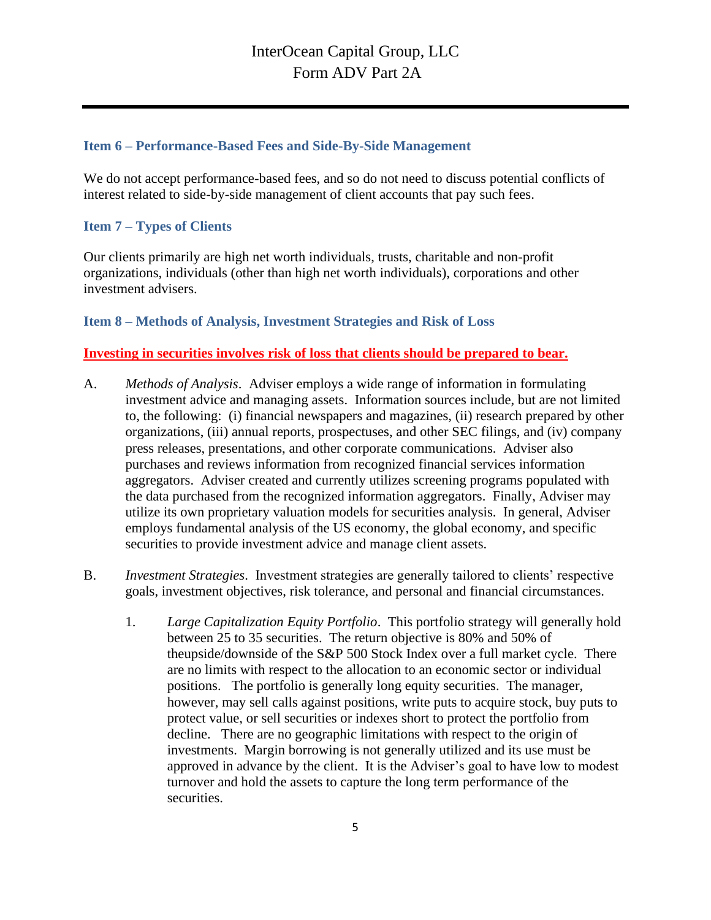## Item 6 – Performance-Based Fees and Side-By-Side Management

We do not accept performance-based fees, and so do not need to discuss potential conflicts of interest related to side-by-side management of client accounts that pay such fees.

## Item 7 – Types of Clients

Our clients primarily are high net worth individuals, trusts, charitable and non-profit organizations, individuals (other than high net worth individuals), corporations and other investment advisers.

## Item 8 – Methods of Analysis, Investment Strategies and Risk of Loss

**Investing in securities involves risk of loss that clients should be prepared to bear.**

A. *Methods of Analysis*. Adviser employs a wide range of information in formulating investment advice and managing assets. Information sources include, but are not limited to, the following: (i) financial newspapers and magazines, (ii) research prepared by other organizations, (iii) annual reports, prospectuses, and other SEC filings, and (iv) company press releases, presentations, and other corporate communications. Adviser also purchases and reviews information from recognized financial services information aggregators. Adviser created and currently utilizes screening programs populated with the data purchased from the recognized information aggregators. Finally, Adviser may utilize its own proprietary valuation models for securities analysis. In general, Adviser employs fundamental analysis of the US economy, the global economy, and specific securities to provide investment advice and manage client assets.

B. *Investment Strategies*. Investment strategies are generally tailored to clients' respective goals, investment objectives, risk tolerance, and personal and financial circumstances.

1. *Large Capitalization Equity Portfolio*. This portfolio strategy will generally hold between 25 to 35 securities. The return objective is 80% and 50% of theupside/downside of the S&P 500 Stock Index over a full market cycle. There are no limits with respect to the allocation to an economic sector or individual positions. The portfolio is generally long equity securities. The manager, however, may sell calls against positions, write puts to acquire stock, buy puts to protect value, or sell securities or indexes short to protect the portfolio from decline. There are no geographic limitations with respect to the origin of investments. Margin borrowing is not generally utilized and its use must be approved in advance by the client. It is the Adviser's goal to have low to modest turnover and hold the assets to capture the long term performance of the securities.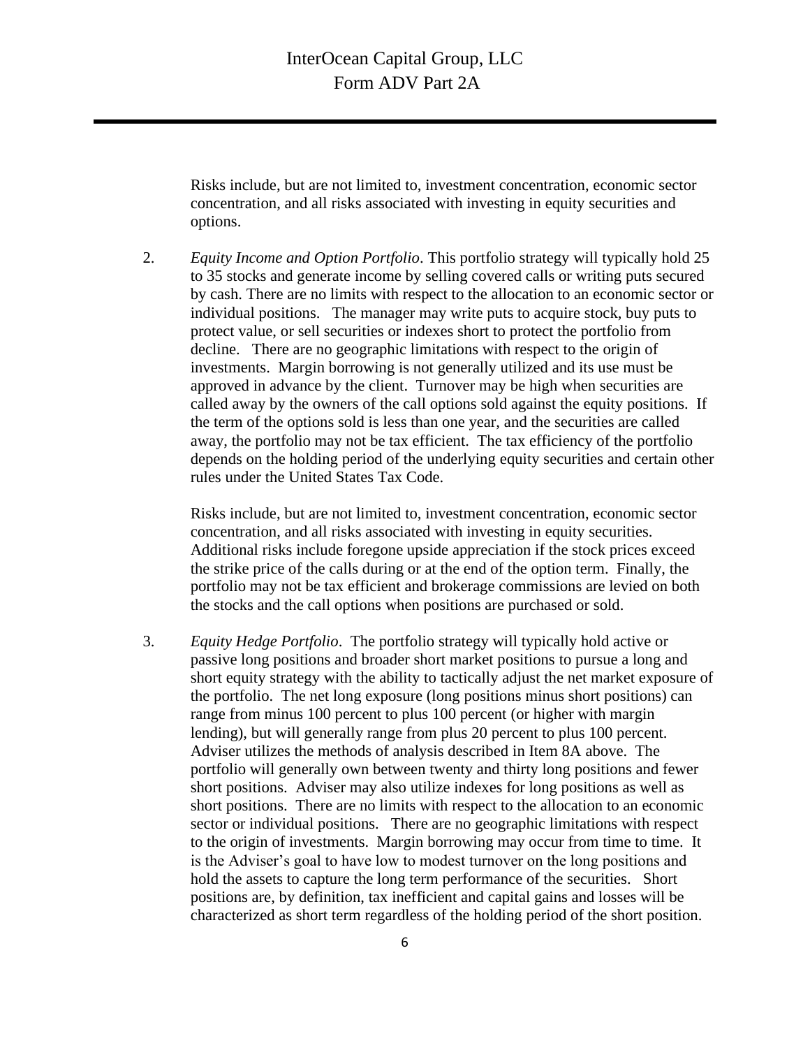Risks include, but are not limited to, investment concentration, economic sector concentration, and all risks associated with investing in equity securities and options.

2. *Equity Income and Option Portfolio*. This portfolio strategy will typically hold 25 to 35 stocks and generate income by selling covered calls or writing puts secured by cash. There are no limits with respect to the allocation to an economic sector or individual positions. The manager may write puts to acquire stock, buy puts to protect value, or sell securities or indexes short to protect the portfolio from decline. There are no geographic limitations with respect to the origin of investments. Margin borrowing is not generally utilized and its use must be approved in advance by the client. Turnover may be high when securities are called away by the owners of the call options sold against the equity positions. If the term of the options sold is less than one year, and the securities are called away, the portfolio may not be tax efficient. The tax efficiency of the portfolio depends on the holding period of the underlying equity securities and certain other rules under the United States Tax Code.

   Risks include, but are not limited to, investment concentration, economic sector concentration, and all risks associated with investing in equity securities. Additional risks include foregone upside appreciation if the stock prices exceed the strike price of the calls during or at the end of the option term. Finally, the portfolio may not be tax efficient and brokerage commissions are levied on both the stocks and the call options when positions are purchased or sold.

3. *Equity Hedge Portfolio*. The portfolio strategy will typically hold active or passive long positions and broader short market positions to pursue a long and short equity strategy with the ability to tactically adjust the net market exposure of the portfolio. The net long exposure (long positions minus short positions) can range from minus 100 percent to plus 100 percent (or higher with margin lending), but will generally range from plus 20 percent to plus 100 percent. Adviser utilizes the methods of analysis described in Item 8A above. The portfolio will generally own between twenty and thirty long positions and fewer short positions. Adviser may also utilize indexes for long positions as well as short positions. There are no limits with respect to the allocation to an economic sector or individual positions. There are no geographic limitations with respect to the origin of investments. Margin borrowing may occur from time to time. It is the Adviser's goal to have low to modest turnover on the long positions and hold the assets to capture the long term performance of the securities. Short positions are, by definition, tax inefficient and capital gains and losses will be characterized as short term regardless of the holding period of the short position.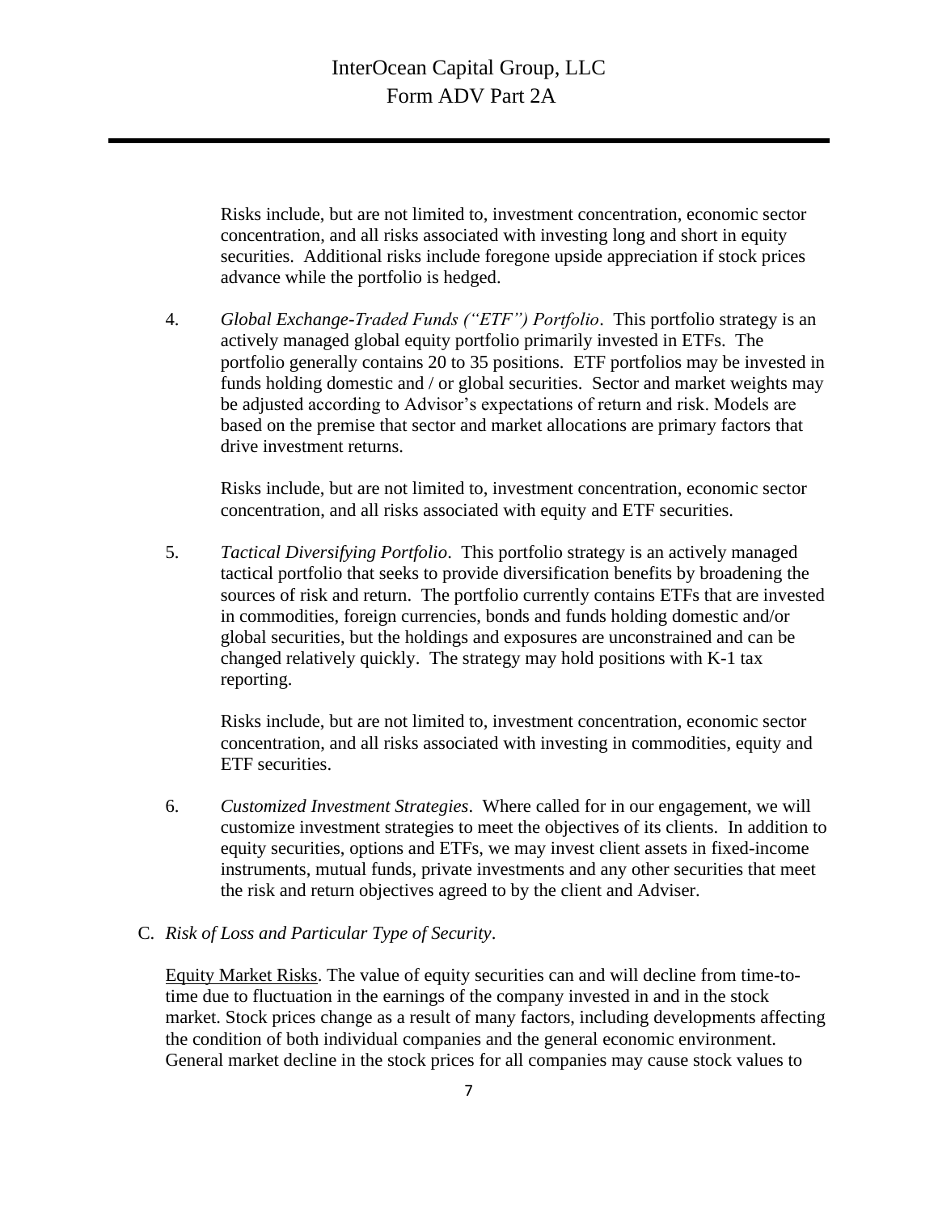Risks include, but are not limited to, investment concentration, economic sector concentration, and all risks associated with investing long and short in equity securities. Additional risks include foregone upside appreciation if stock prices advance while the portfolio is hedged.

4. *Global Exchange-Traded Funds ("ETF") Portfolio*. This portfolio strategy is an actively managed global equity portfolio primarily invested in ETFs. The portfolio generally contains 20 to 35 positions. ETF portfolios may be invested in funds holding domestic and / or global securities. Sector and market weights may be adjusted according to Advisor's expectations of return and risk. Models are based on the premise that sector and market allocations are primary factors that drive investment returns.

   Risks include, but are not limited to, investment concentration, economic sector concentration, and all risks associated with equity and ETF securities.

5. *Tactical Diversifying Portfolio*. This portfolio strategy is an actively managed tactical portfolio that seeks to provide diversification benefits by broadening the sources of risk and return. The portfolio currently contains ETFs that are invested in commodities, foreign currencies, bonds and funds holding domestic and/or global securities, but the holdings and exposures are unconstrained and can be changed relatively quickly. The strategy may hold positions with K-1 tax reporting.

   Risks include, but are not limited to, investment concentration, economic sector concentration, and all risks associated with investing in commodities, equity and ETF securities.

6. *Customized Investment Strategies*. Where called for in our engagement, we will customize investment strategies to meet the objectives of its clients. In addition to equity securities, options and ETFs, we may invest client assets in fixed-income instruments, mutual funds, private investments and any other securities that meet the risk and return objectives agreed to by the client and Adviser.

C. *Risk of Loss and Particular Type of Security*.

<u>Equity Market Risks</u>. The value of equity securities can and will decline from time-to-time due to fluctuation in the earnings of the company invested in and in the stock market. Stock prices change as a result of many factors, including developments affecting the condition of both individual companies and the general economic environment. General market decline in the stock prices for all companies may cause stock values to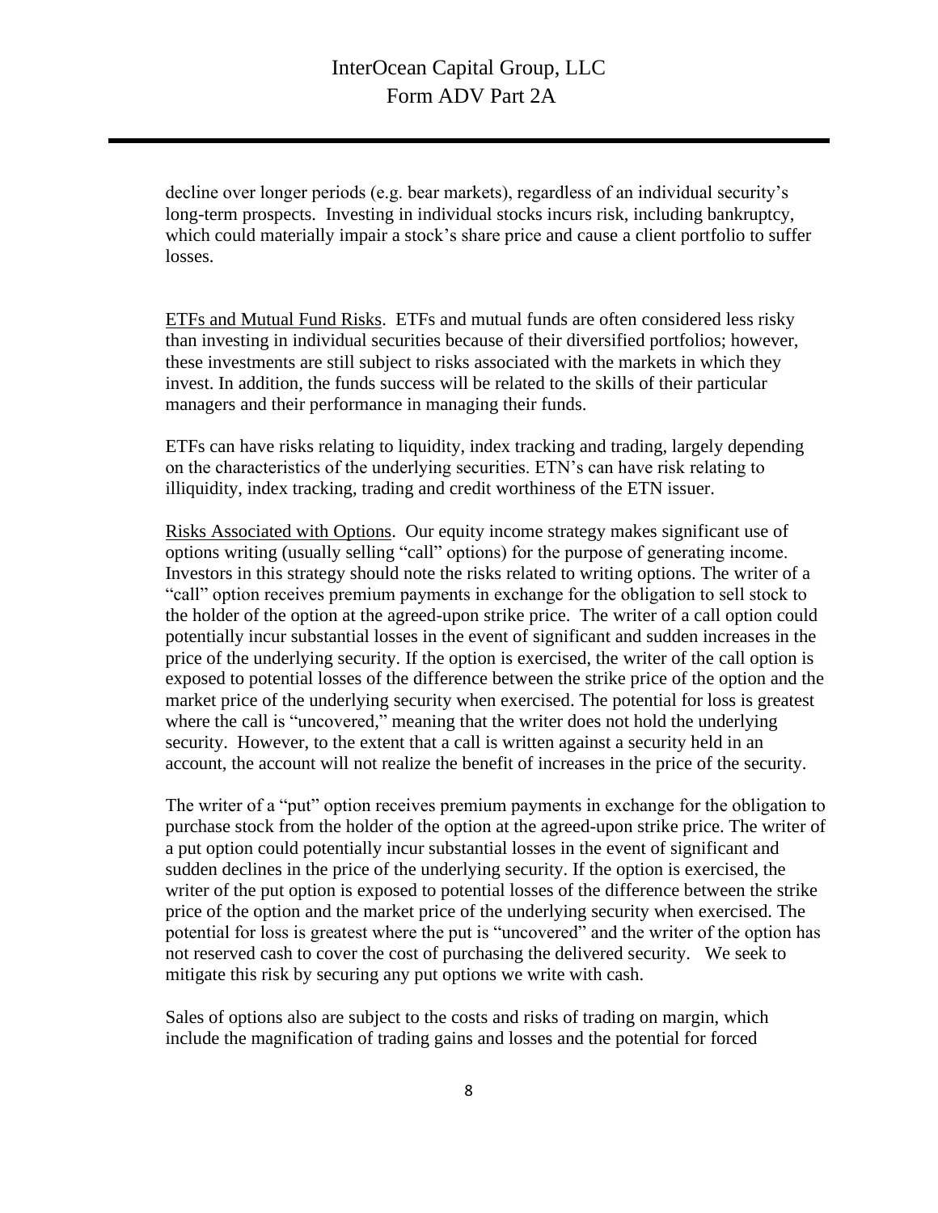decline over longer periods (e.g. bear markets), regardless of an individual security's long-term prospects. Investing in individual stocks incurs risk, including bankruptcy, which could materially impair a stock's share price and cause a client portfolio to suffer losses.

<u>ETFs and Mutual Fund Risks</u>. ETFs and mutual funds are often considered less risky than investing in individual securities because of their diversified portfolios; however, these investments are still subject to risks associated with the markets in which they invest. In addition, the funds success will be related to the skills of their particular managers and their performance in managing their funds.

ETFs can have risks relating to liquidity, index tracking and trading, largely depending on the characteristics of the underlying securities. ETN's can have risk relating to illiquidity, index tracking, trading and credit worthiness of the ETN issuer.

<u>Risks Associated with Options</u>. Our equity income strategy makes significant use of options writing (usually selling "call" options) for the purpose of generating income. Investors in this strategy should note the risks related to writing options. The writer of a "call" option receives premium payments in exchange for the obligation to sell stock to the holder of the option at the agreed-upon strike price. The writer of a call option could potentially incur substantial losses in the event of significant and sudden increases in the price of the underlying security. If the option is exercised, the writer of the call option is exposed to potential losses of the difference between the strike price of the option and the market price of the underlying security when exercised. The potential for loss is greatest where the call is "uncovered," meaning that the writer does not hold the underlying security. However, to the extent that a call is written against a security held in an account, the account will not realize the benefit of increases in the price of the security.

The writer of a "put" option receives premium payments in exchange for the obligation to purchase stock from the holder of the option at the agreed-upon strike price. The writer of a put option could potentially incur substantial losses in the event of significant and sudden declines in the price of the underlying security. If the option is exercised, the writer of the put option is exposed to potential losses of the difference between the strike price of the option and the market price of the underlying security when exercised. The potential for loss is greatest where the put is "uncovered" and the writer of the option has not reserved cash to cover the cost of purchasing the delivered security. We seek to mitigate this risk by securing any put options we write with cash.

Sales of options also are subject to the costs and risks of trading on margin, which include the magnification of trading gains and losses and the potential for forced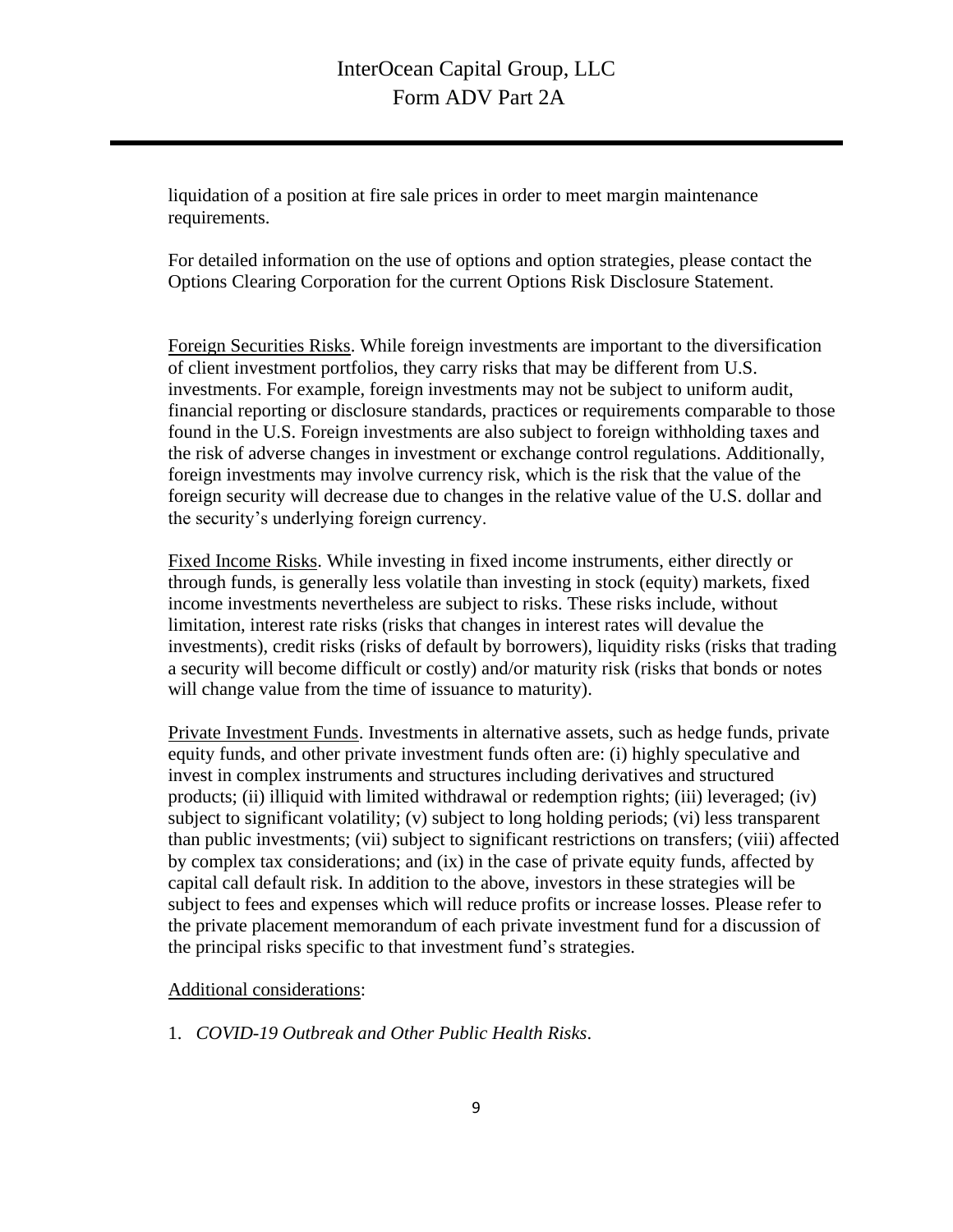liquidation of a position at fire sale prices in order to meet margin maintenance requirements.

For detailed information on the use of options and option strategies, please contact the Options Clearing Corporation for the current Options Risk Disclosure Statement.

Foreign Securities Risks. While foreign investments are important to the diversification of client investment portfolios, they carry risks that may be different from U.S. investments. For example, foreign investments may not be subject to uniform audit, financial reporting or disclosure standards, practices or requirements comparable to those found in the U.S. Foreign investments are also subject to foreign withholding taxes and the risk of adverse changes in investment or exchange control regulations. Additionally, foreign investments may involve currency risk, which is the risk that the value of the foreign security will decrease due to changes in the relative value of the U.S. dollar and the security's underlying foreign currency.

Fixed Income Risks. While investing in fixed income instruments, either directly or through funds, is generally less volatile than investing in stock (equity) markets, fixed income investments nevertheless are subject to risks. These risks include, without limitation, interest rate risks (risks that changes in interest rates will devalue the investments), credit risks (risks of default by borrowers), liquidity risks (risks that trading a security will become difficult or costly) and/or maturity risk (risks that bonds or notes will change value from the time of issuance to maturity).

Private Investment Funds. Investments in alternative assets, such as hedge funds, private equity funds, and other private investment funds often are: (i) highly speculative and invest in complex instruments and structures including derivatives and structured products; (ii) illiquid with limited withdrawal or redemption rights; (iii) leveraged; (iv) subject to significant volatility; (v) subject to long holding periods; (vi) less transparent than public investments; (vii) subject to significant restrictions on transfers; (viii) affected by complex tax considerations; and (ix) in the case of private equity funds, affected by capital call default risk. In addition to the above, investors in these strategies will be subject to fees and expenses which will reduce profits or increase losses. Please refer to the private placement memorandum of each private investment fund for a discussion of the principal risks specific to that investment fund's strategies.

Additional considerations:

1. *COVID-19 Outbreak and Other Public Health Risks*.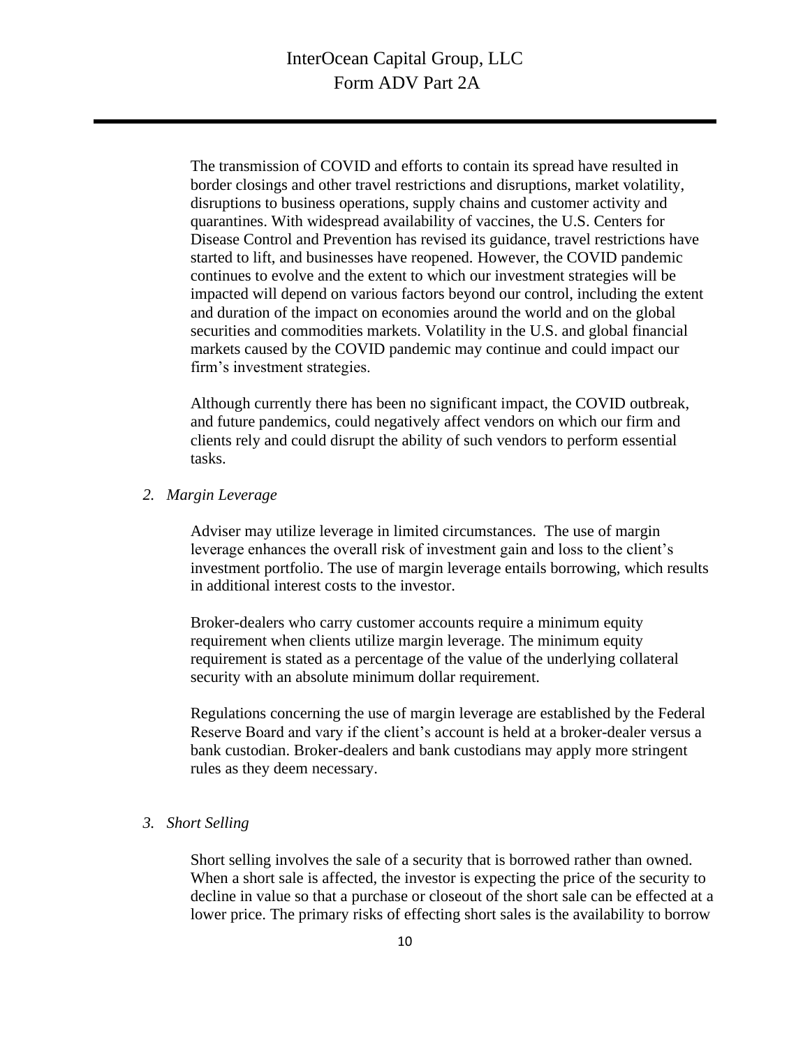The transmission of COVID and efforts to contain its spread have resulted in border closings and other travel restrictions and disruptions, market volatility, disruptions to business operations, supply chains and customer activity and quarantines. With widespread availability of vaccines, the U.S. Centers for Disease Control and Prevention has revised its guidance, travel restrictions have started to lift, and businesses have reopened. However, the COVID pandemic continues to evolve and the extent to which our investment strategies will be impacted will depend on various factors beyond our control, including the extent and duration of the impact on economies around the world and on the global securities and commodities markets. Volatility in the U.S. and global financial markets caused by the COVID pandemic may continue and could impact our firm's investment strategies.

Although currently there has been no significant impact, the COVID outbreak, and future pandemics, could negatively affect vendors on which our firm and clients rely and could disrupt the ability of such vendors to perform essential tasks.

*2. Margin Leverage*

Adviser may utilize leverage in limited circumstances. The use of margin leverage enhances the overall risk of investment gain and loss to the client's investment portfolio. The use of margin leverage entails borrowing, which results in additional interest costs to the investor.

Broker-dealers who carry customer accounts require a minimum equity requirement when clients utilize margin leverage. The minimum equity requirement is stated as a percentage of the value of the underlying collateral security with an absolute minimum dollar requirement.

Regulations concerning the use of margin leverage are established by the Federal Reserve Board and vary if the client's account is held at a broker-dealer versus a bank custodian. Broker-dealers and bank custodians may apply more stringent rules as they deem necessary.

*3. Short Selling*

Short selling involves the sale of a security that is borrowed rather than owned. When a short sale is affected, the investor is expecting the price of the security to decline in value so that a purchase or closeout of the short sale can be effected at a lower price. The primary risks of effecting short sales is the availability to borrow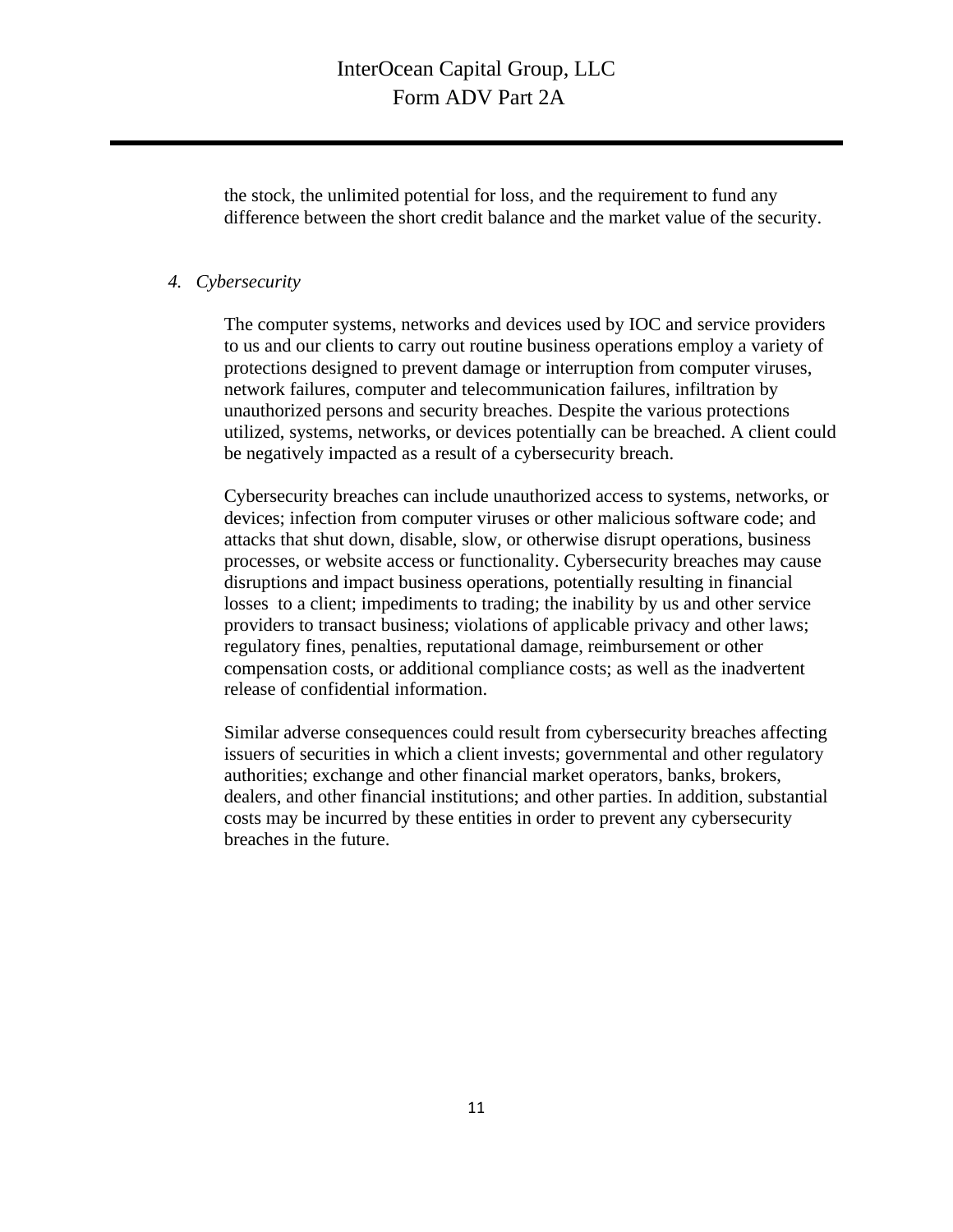the stock, the unlimited potential for loss, and the requirement to fund any difference between the short credit balance and the market value of the security.

4. *Cybersecurity*

The computer systems, networks and devices used by IOC and service providers to us and our clients to carry out routine business operations employ a variety of protections designed to prevent damage or interruption from computer viruses, network failures, computer and telecommunication failures, infiltration by unauthorized persons and security breaches. Despite the various protections utilized, systems, networks, or devices potentially can be breached. A client could be negatively impacted as a result of a cybersecurity breach.

Cybersecurity breaches can include unauthorized access to systems, networks, or devices; infection from computer viruses or other malicious software code; and attacks that shut down, disable, slow, or otherwise disrupt operations, business processes, or website access or functionality. Cybersecurity breaches may cause disruptions and impact business operations, potentially resulting in financial losses to a client; impediments to trading; the inability by us and other service providers to transact business; violations of applicable privacy and other laws; regulatory fines, penalties, reputational damage, reimbursement or other compensation costs, or additional compliance costs; as well as the inadvertent release of confidential information.

Similar adverse consequences could result from cybersecurity breaches affecting issuers of securities in which a client invests; governmental and other regulatory authorities; exchange and other financial market operators, banks, brokers, dealers, and other financial institutions; and other parties. In addition, substantial costs may be incurred by these entities in order to prevent any cybersecurity breaches in the future.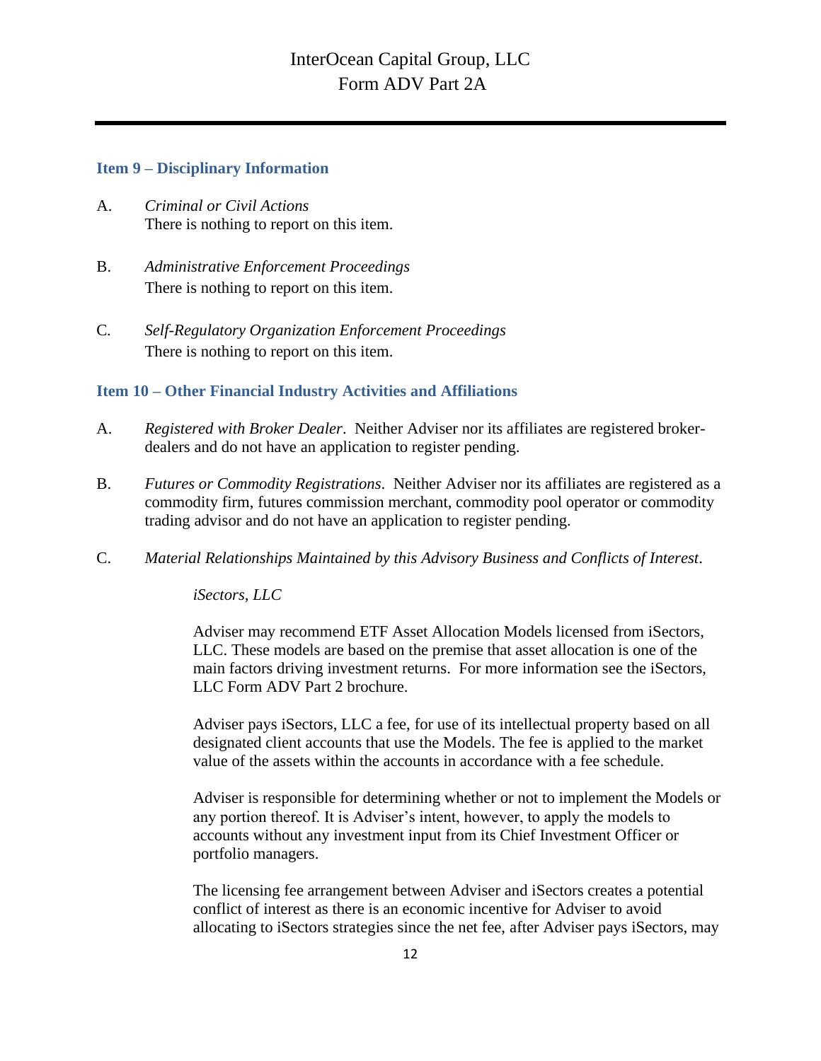## Item 9 – Disciplinary Information

A. *Criminal or Civil Actions*
There is nothing to report on this item.

B. *Administrative Enforcement Proceedings*
There is nothing to report on this item.

C. *Self-Regulatory Organization Enforcement Proceedings*
There is nothing to report on this item.

## Item 10 – Other Financial Industry Activities and Affiliations

A. *Registered with Broker Dealer*. Neither Adviser nor its affiliates are registered broker-dealers and do not have an application to register pending.

B. *Futures or Commodity Registrations*. Neither Adviser nor its affiliates are registered as a commodity firm, futures commission merchant, commodity pool operator or commodity trading advisor and do not have an application to register pending.

C. *Material Relationships Maintained by this Advisory Business and Conflicts of Interest*.

*iSectors, LLC*

Adviser may recommend ETF Asset Allocation Models licensed from iSectors, LLC. These models are based on the premise that asset allocation is one of the main factors driving investment returns. For more information see the iSectors, LLC Form ADV Part 2 brochure.

Adviser pays iSectors, LLC a fee, for use of its intellectual property based on all designated client accounts that use the Models. The fee is applied to the market value of the assets within the accounts in accordance with a fee schedule.

Adviser is responsible for determining whether or not to implement the Models or any portion thereof. It is Adviser's intent, however, to apply the models to accounts without any investment input from its Chief Investment Officer or portfolio managers.

The licensing fee arrangement between Adviser and iSectors creates a potential conflict of interest as there is an economic incentive for Adviser to avoid allocating to iSectors strategies since the net fee, after Adviser pays iSectors, may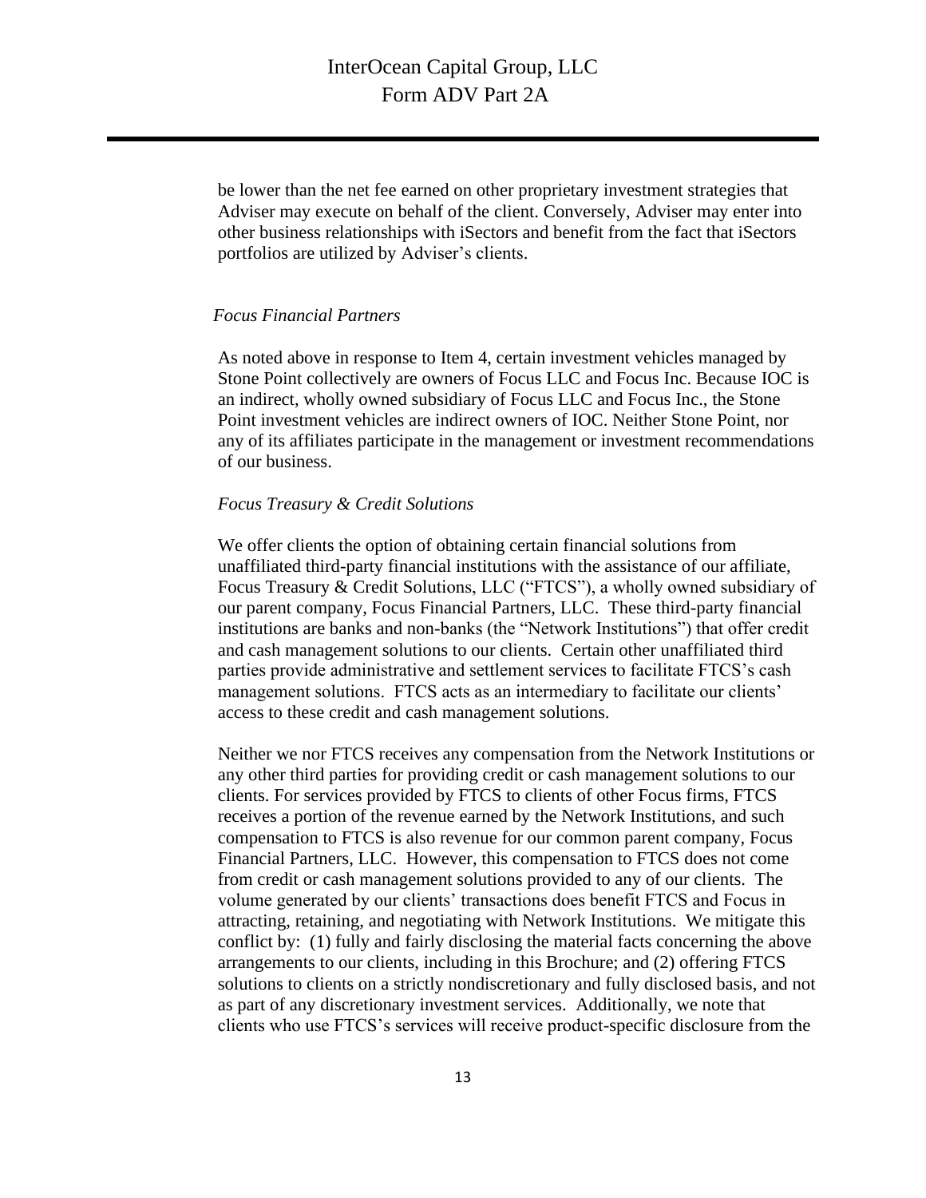be lower than the net fee earned on other proprietary investment strategies that Adviser may execute on behalf of the client. Conversely, Adviser may enter into other business relationships with iSectors and benefit from the fact that iSectors portfolios are utilized by Adviser's clients.

*Focus Financial Partners*

As noted above in response to Item 4, certain investment vehicles managed by Stone Point collectively are owners of Focus LLC and Focus Inc. Because IOC is an indirect, wholly owned subsidiary of Focus LLC and Focus Inc., the Stone Point investment vehicles are indirect owners of IOC. Neither Stone Point, nor any of its affiliates participate in the management or investment recommendations of our business.

*Focus Treasury & Credit Solutions*

We offer clients the option of obtaining certain financial solutions from unaffiliated third-party financial institutions with the assistance of our affiliate, Focus Treasury & Credit Solutions, LLC ("FTCS"), a wholly owned subsidiary of our parent company, Focus Financial Partners, LLC. These third-party financial institutions are banks and non-banks (the "Network Institutions") that offer credit and cash management solutions to our clients. Certain other unaffiliated third parties provide administrative and settlement services to facilitate FTCS's cash management solutions. FTCS acts as an intermediary to facilitate our clients' access to these credit and cash management solutions.

Neither we nor FTCS receives any compensation from the Network Institutions or any other third parties for providing credit or cash management solutions to our clients. For services provided by FTCS to clients of other Focus firms, FTCS receives a portion of the revenue earned by the Network Institutions, and such compensation to FTCS is also revenue for our common parent company, Focus Financial Partners, LLC. However, this compensation to FTCS does not come from credit or cash management solutions provided to any of our clients. The volume generated by our clients' transactions does benefit FTCS and Focus in attracting, retaining, and negotiating with Network Institutions. We mitigate this conflict by: (1) fully and fairly disclosing the material facts concerning the above arrangements to our clients, including in this Brochure; and (2) offering FTCS solutions to clients on a strictly nondiscretionary and fully disclosed basis, and not as part of any discretionary investment services. Additionally, we note that clients who use FTCS's services will receive product-specific disclosure from the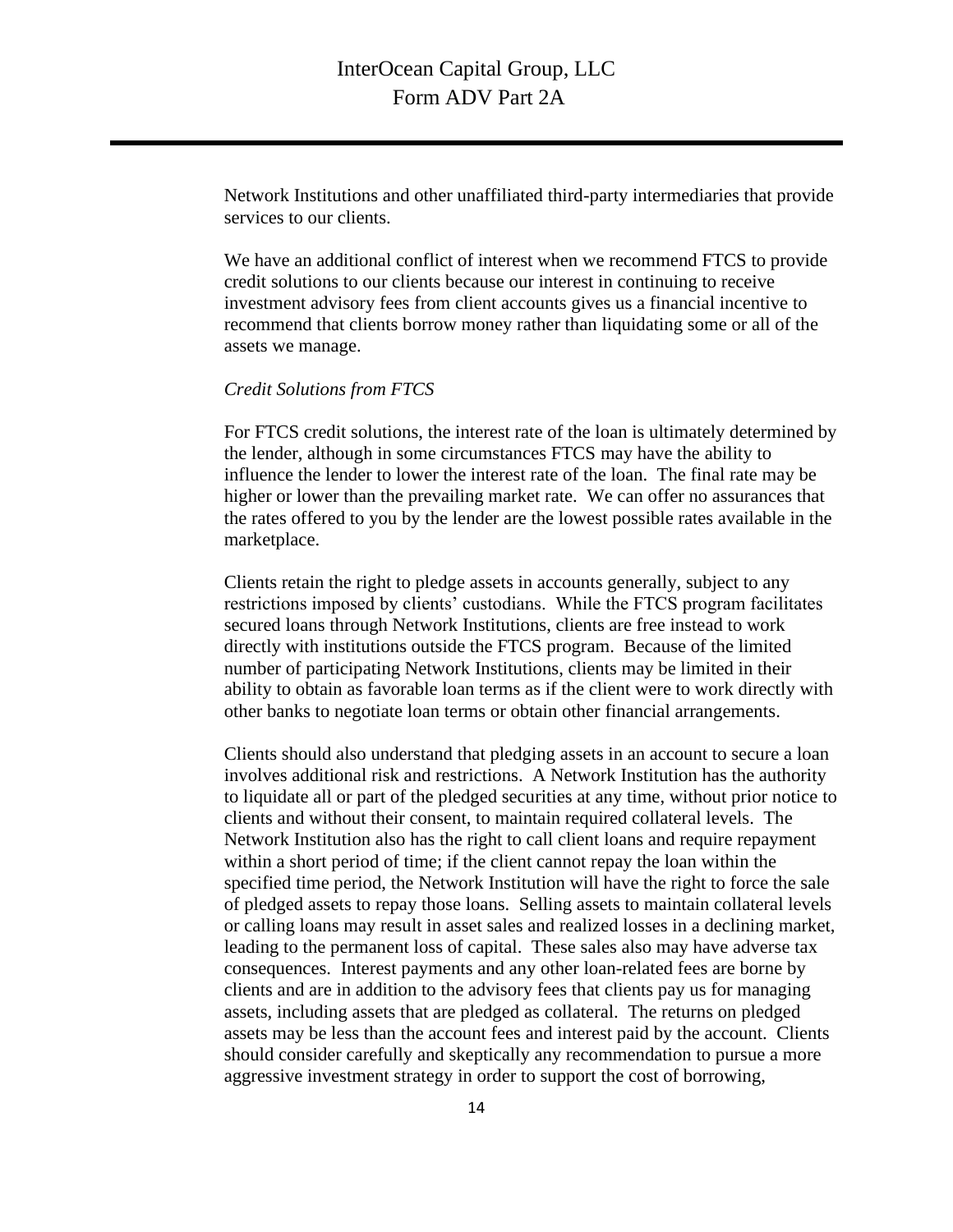Network Institutions and other unaffiliated third-party intermediaries that provide services to our clients.

We have an additional conflict of interest when we recommend FTCS to provide credit solutions to our clients because our interest in continuing to receive investment advisory fees from client accounts gives us a financial incentive to recommend that clients borrow money rather than liquidating some or all of the assets we manage.

*Credit Solutions from FTCS*

For FTCS credit solutions, the interest rate of the loan is ultimately determined by the lender, although in some circumstances FTCS may have the ability to influence the lender to lower the interest rate of the loan. The final rate may be higher or lower than the prevailing market rate. We can offer no assurances that the rates offered to you by the lender are the lowest possible rates available in the marketplace.

Clients retain the right to pledge assets in accounts generally, subject to any restrictions imposed by clients' custodians. While the FTCS program facilitates secured loans through Network Institutions, clients are free instead to work directly with institutions outside the FTCS program. Because of the limited number of participating Network Institutions, clients may be limited in their ability to obtain as favorable loan terms as if the client were to work directly with other banks to negotiate loan terms or obtain other financial arrangements.

Clients should also understand that pledging assets in an account to secure a loan involves additional risk and restrictions. A Network Institution has the authority to liquidate all or part of the pledged securities at any time, without prior notice to clients and without their consent, to maintain required collateral levels. The Network Institution also has the right to call client loans and require repayment within a short period of time; if the client cannot repay the loan within the specified time period, the Network Institution will have the right to force the sale of pledged assets to repay those loans. Selling assets to maintain collateral levels or calling loans may result in asset sales and realized losses in a declining market, leading to the permanent loss of capital. These sales also may have adverse tax consequences. Interest payments and any other loan-related fees are borne by clients and are in addition to the advisory fees that clients pay us for managing assets, including assets that are pledged as collateral. The returns on pledged assets may be less than the account fees and interest paid by the account. Clients should consider carefully and skeptically any recommendation to pursue a more aggressive investment strategy in order to support the cost of borrowing,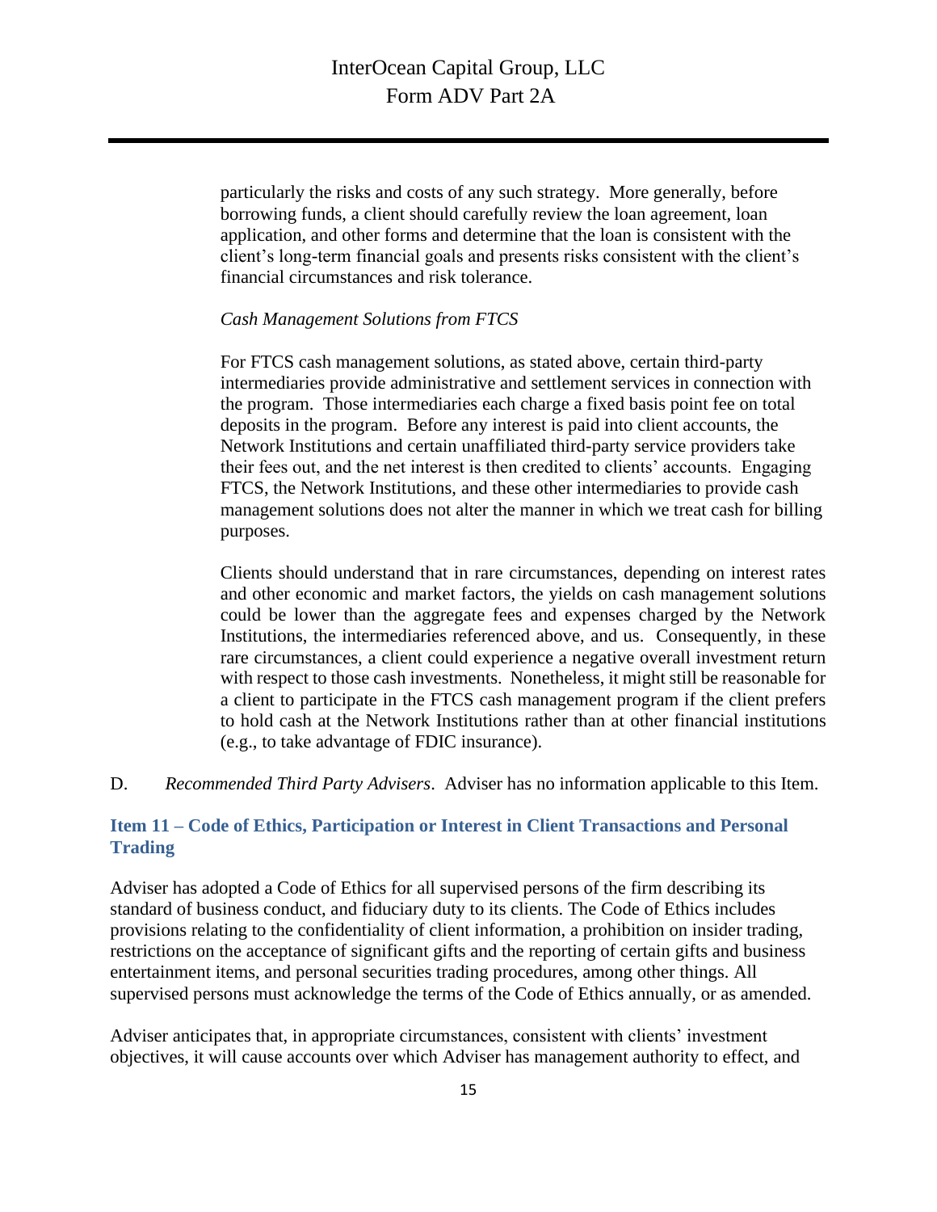particularly the risks and costs of any such strategy. More generally, before borrowing funds, a client should carefully review the loan agreement, loan application, and other forms and determine that the loan is consistent with the client's long-term financial goals and presents risks consistent with the client's financial circumstances and risk tolerance.

*Cash Management Solutions from FTCS*

For FTCS cash management solutions, as stated above, certain third-party intermediaries provide administrative and settlement services in connection with the program. Those intermediaries each charge a fixed basis point fee on total deposits in the program. Before any interest is paid into client accounts, the Network Institutions and certain unaffiliated third-party service providers take their fees out, and the net interest is then credited to clients' accounts. Engaging FTCS, the Network Institutions, and these other intermediaries to provide cash management solutions does not alter the manner in which we treat cash for billing purposes.

Clients should understand that in rare circumstances, depending on interest rates and other economic and market factors, the yields on cash management solutions could be lower than the aggregate fees and expenses charged by the Network Institutions, the intermediaries referenced above, and us. Consequently, in these rare circumstances, a client could experience a negative overall investment return with respect to those cash investments. Nonetheless, it might still be reasonable for a client to participate in the FTCS cash management program if the client prefers to hold cash at the Network Institutions rather than at other financial institutions (e.g., to take advantage of FDIC insurance).

D. *Recommended Third Party Advisers*. Adviser has no information applicable to this Item.

## Item 11 – Code of Ethics, Participation or Interest in Client Transactions and Personal Trading

Adviser has adopted a Code of Ethics for all supervised persons of the firm describing its standard of business conduct, and fiduciary duty to its clients. The Code of Ethics includes provisions relating to the confidentiality of client information, a prohibition on insider trading, restrictions on the acceptance of significant gifts and the reporting of certain gifts and business entertainment items, and personal securities trading procedures, among other things. All supervised persons must acknowledge the terms of the Code of Ethics annually, or as amended.

Adviser anticipates that, in appropriate circumstances, consistent with clients' investment objectives, it will cause accounts over which Adviser has management authority to effect, and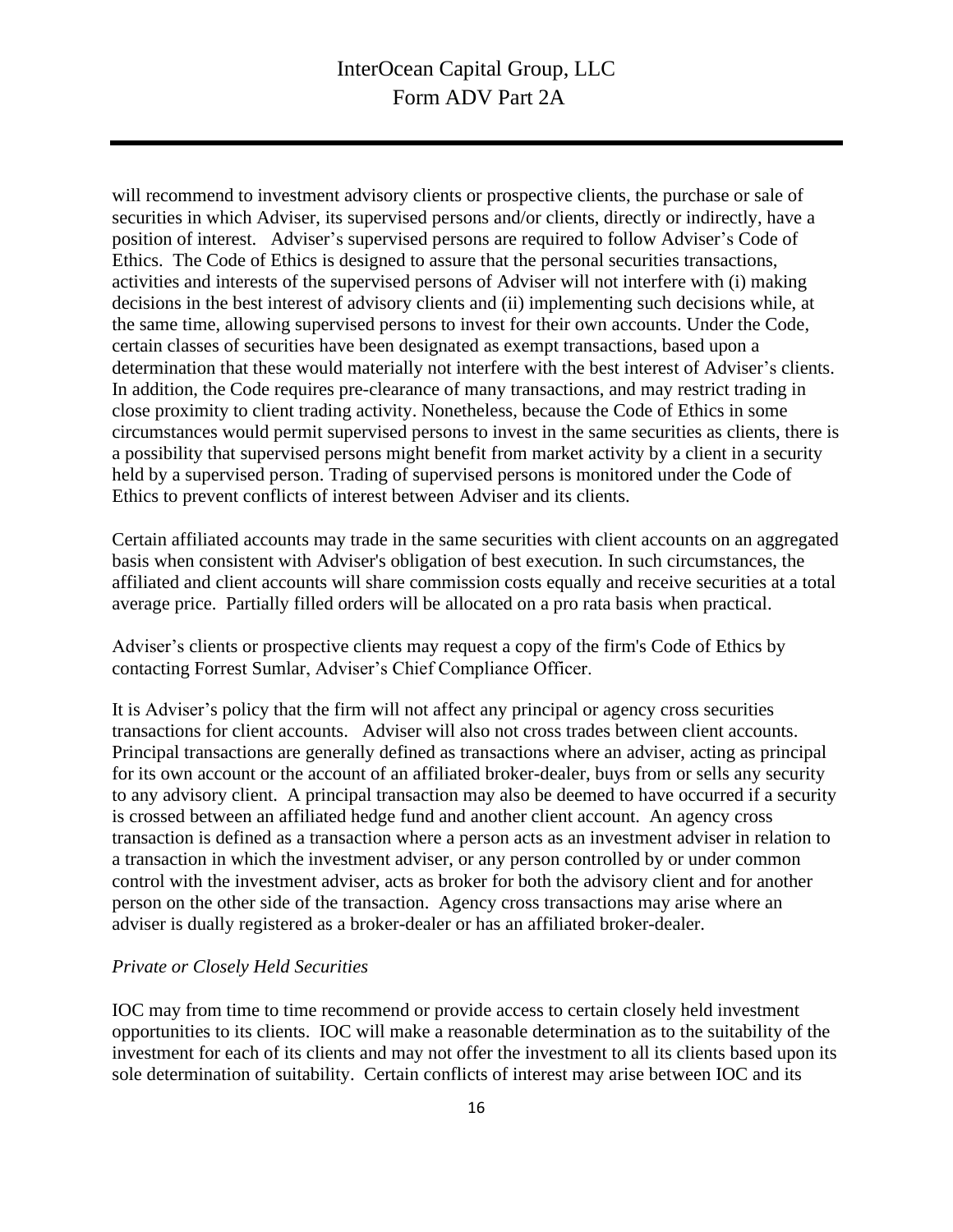will recommend to investment advisory clients or prospective clients, the purchase or sale of securities in which Adviser, its supervised persons and/or clients, directly or indirectly, have a position of interest. Adviser's supervised persons are required to follow Adviser's Code of Ethics. The Code of Ethics is designed to assure that the personal securities transactions, activities and interests of the supervised persons of Adviser will not interfere with (i) making decisions in the best interest of advisory clients and (ii) implementing such decisions while, at the same time, allowing supervised persons to invest for their own accounts. Under the Code, certain classes of securities have been designated as exempt transactions, based upon a determination that these would materially not interfere with the best interest of Adviser's clients. In addition, the Code requires pre-clearance of many transactions, and may restrict trading in close proximity to client trading activity. Nonetheless, because the Code of Ethics in some circumstances would permit supervised persons to invest in the same securities as clients, there is a possibility that supervised persons might benefit from market activity by a client in a security held by a supervised person. Trading of supervised persons is monitored under the Code of Ethics to prevent conflicts of interest between Adviser and its clients.

Certain affiliated accounts may trade in the same securities with client accounts on an aggregated basis when consistent with Adviser's obligation of best execution. In such circumstances, the affiliated and client accounts will share commission costs equally and receive securities at a total average price. Partially filled orders will be allocated on a pro rata basis when practical.

Adviser's clients or prospective clients may request a copy of the firm's Code of Ethics by contacting Forrest Sumlar, Adviser's Chief Compliance Officer.

It is Adviser's policy that the firm will not affect any principal or agency cross securities transactions for client accounts. Adviser will also not cross trades between client accounts. Principal transactions are generally defined as transactions where an adviser, acting as principal for its own account or the account of an affiliated broker-dealer, buys from or sells any security to any advisory client. A principal transaction may also be deemed to have occurred if a security is crossed between an affiliated hedge fund and another client account. An agency cross transaction is defined as a transaction where a person acts as an investment adviser in relation to a transaction in which the investment adviser, or any person controlled by or under common control with the investment adviser, acts as broker for both the advisory client and for another person on the other side of the transaction. Agency cross transactions may arise where an adviser is dually registered as a broker-dealer or has an affiliated broker-dealer.

*Private or Closely Held Securities*

IOC may from time to time recommend or provide access to certain closely held investment opportunities to its clients. IOC will make a reasonable determination as to the suitability of the investment for each of its clients and may not offer the investment to all its clients based upon its sole determination of suitability. Certain conflicts of interest may arise between IOC and its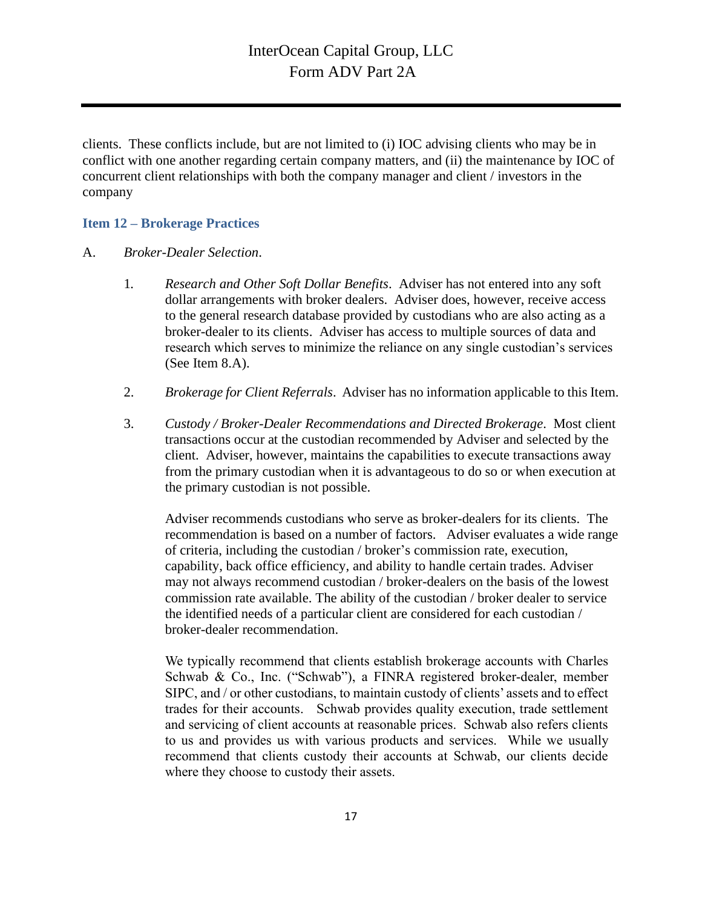clients. These conflicts include, but are not limited to (i) IOC advising clients who may be in conflict with one another regarding certain company matters, and (ii) the maintenance by IOC of concurrent client relationships with both the company manager and client / investors in the company

## Item 12 – Brokerage Practices

A. *Broker-Dealer Selection*.

1. *Research and Other Soft Dollar Benefits*. Adviser has not entered into any soft dollar arrangements with broker dealers. Adviser does, however, receive access to the general research database provided by custodians who are also acting as a broker-dealer to its clients. Adviser has access to multiple sources of data and research which serves to minimize the reliance on any single custodian's services (See Item 8.A).

2. *Brokerage for Client Referrals*. Adviser has no information applicable to this Item.

3. *Custody / Broker-Dealer Recommendations and Directed Brokerage*. Most client transactions occur at the custodian recommended by Adviser and selected by the client. Adviser, however, maintains the capabilities to execute transactions away from the primary custodian when it is advantageous to do so or when execution at the primary custodian is not possible.

   Adviser recommends custodians who serve as broker-dealers for its clients. The recommendation is based on a number of factors. Adviser evaluates a wide range of criteria, including the custodian / broker's commission rate, execution, capability, back office efficiency, and ability to handle certain trades. Adviser may not always recommend custodian / broker-dealers on the basis of the lowest commission rate available. The ability of the custodian / broker dealer to service the identified needs of a particular client are considered for each custodian / broker-dealer recommendation.

   We typically recommend that clients establish brokerage accounts with Charles Schwab & Co., Inc. ("Schwab"), a FINRA registered broker-dealer, member SIPC, and / or other custodians, to maintain custody of clients' assets and to effect trades for their accounts. Schwab provides quality execution, trade settlement and servicing of client accounts at reasonable prices. Schwab also refers clients to us and provides us with various products and services. While we usually recommend that clients custody their accounts at Schwab, our clients decide where they choose to custody their assets.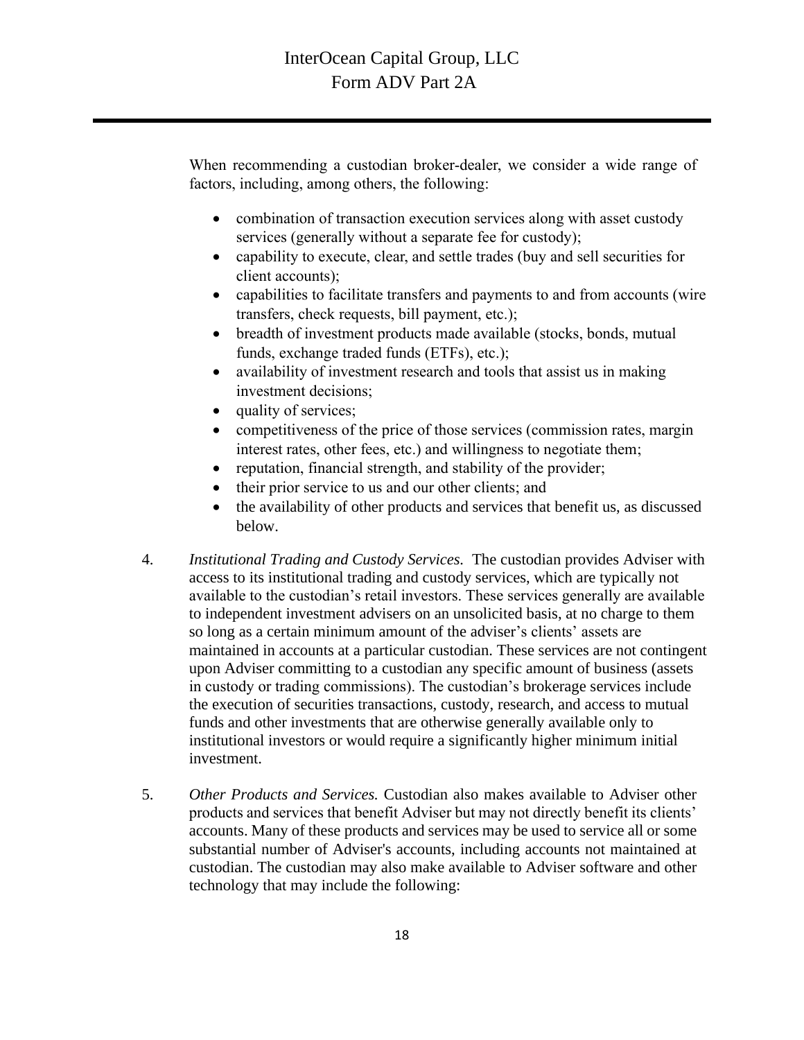When recommending a custodian broker-dealer, we consider a wide range of factors, including, among others, the following:

- combination of transaction execution services along with asset custody services (generally without a separate fee for custody);
- capability to execute, clear, and settle trades (buy and sell securities for client accounts);
- capabilities to facilitate transfers and payments to and from accounts (wire transfers, check requests, bill payment, etc.);
- breadth of investment products made available (stocks, bonds, mutual funds, exchange traded funds (ETFs), etc.);
- availability of investment research and tools that assist us in making investment decisions;
- quality of services;
- competitiveness of the price of those services (commission rates, margin interest rates, other fees, etc.) and willingness to negotiate them;
- reputation, financial strength, and stability of the provider;
- their prior service to us and our other clients; and
- the availability of other products and services that benefit us, as discussed below.

4. *Institutional Trading and Custody Services.* The custodian provides Adviser with access to its institutional trading and custody services, which are typically not available to the custodian's retail investors. These services generally are available to independent investment advisers on an unsolicited basis, at no charge to them so long as a certain minimum amount of the adviser's clients' assets are maintained in accounts at a particular custodian. These services are not contingent upon Adviser committing to a custodian any specific amount of business (assets in custody or trading commissions). The custodian's brokerage services include the execution of securities transactions, custody, research, and access to mutual funds and other investments that are otherwise generally available only to institutional investors or would require a significantly higher minimum initial investment.

5. *Other Products and Services.* Custodian also makes available to Adviser other products and services that benefit Adviser but may not directly benefit its clients' accounts. Many of these products and services may be used to service all or some substantial number of Adviser's accounts, including accounts not maintained at custodian. The custodian may also make available to Adviser software and other technology that may include the following: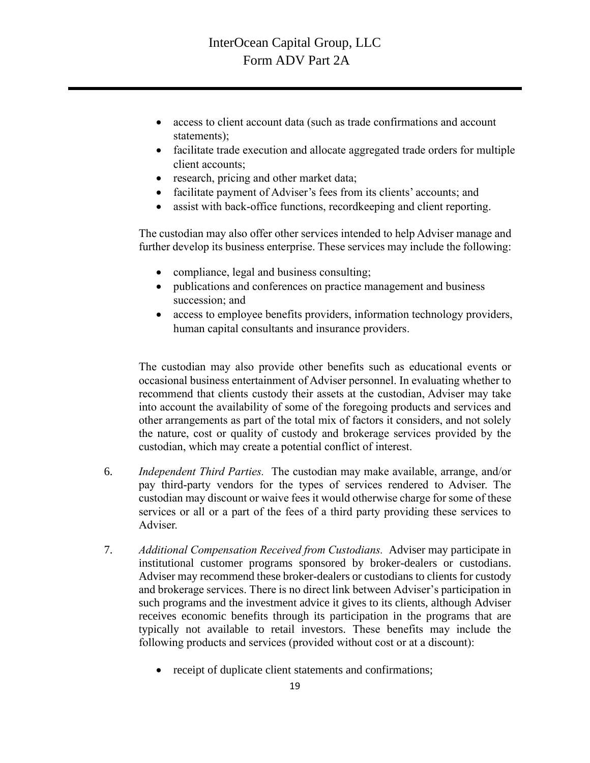- access to client account data (such as trade confirmations and account statements);
- facilitate trade execution and allocate aggregated trade orders for multiple client accounts;
- research, pricing and other market data;
- facilitate payment of Adviser's fees from its clients' accounts; and
- assist with back-office functions, recordkeeping and client reporting.

The custodian may also offer other services intended to help Adviser manage and further develop its business enterprise. These services may include the following:

- compliance, legal and business consulting;
- publications and conferences on practice management and business succession; and
- access to employee benefits providers, information technology providers, human capital consultants and insurance providers.

The custodian may also provide other benefits such as educational events or occasional business entertainment of Adviser personnel. In evaluating whether to recommend that clients custody their assets at the custodian, Adviser may take into account the availability of some of the foregoing products and services and other arrangements as part of the total mix of factors it considers, and not solely the nature, cost or quality of custody and brokerage services provided by the custodian, which may create a potential conflict of interest.

6. *Independent Third Parties.* The custodian may make available, arrange, and/or pay third-party vendors for the types of services rendered to Adviser. The custodian may discount or waive fees it would otherwise charge for some of these services or all or a part of the fees of a third party providing these services to Adviser.

7. *Additional Compensation Received from Custodians.* Adviser may participate in institutional customer programs sponsored by broker-dealers or custodians. Adviser may recommend these broker-dealers or custodians to clients for custody and brokerage services. There is no direct link between Adviser's participation in such programs and the investment advice it gives to its clients, although Adviser receives economic benefits through its participation in the programs that are typically not available to retail investors. These benefits may include the following products and services (provided without cost or at a discount):

    - receipt of duplicate client statements and confirmations;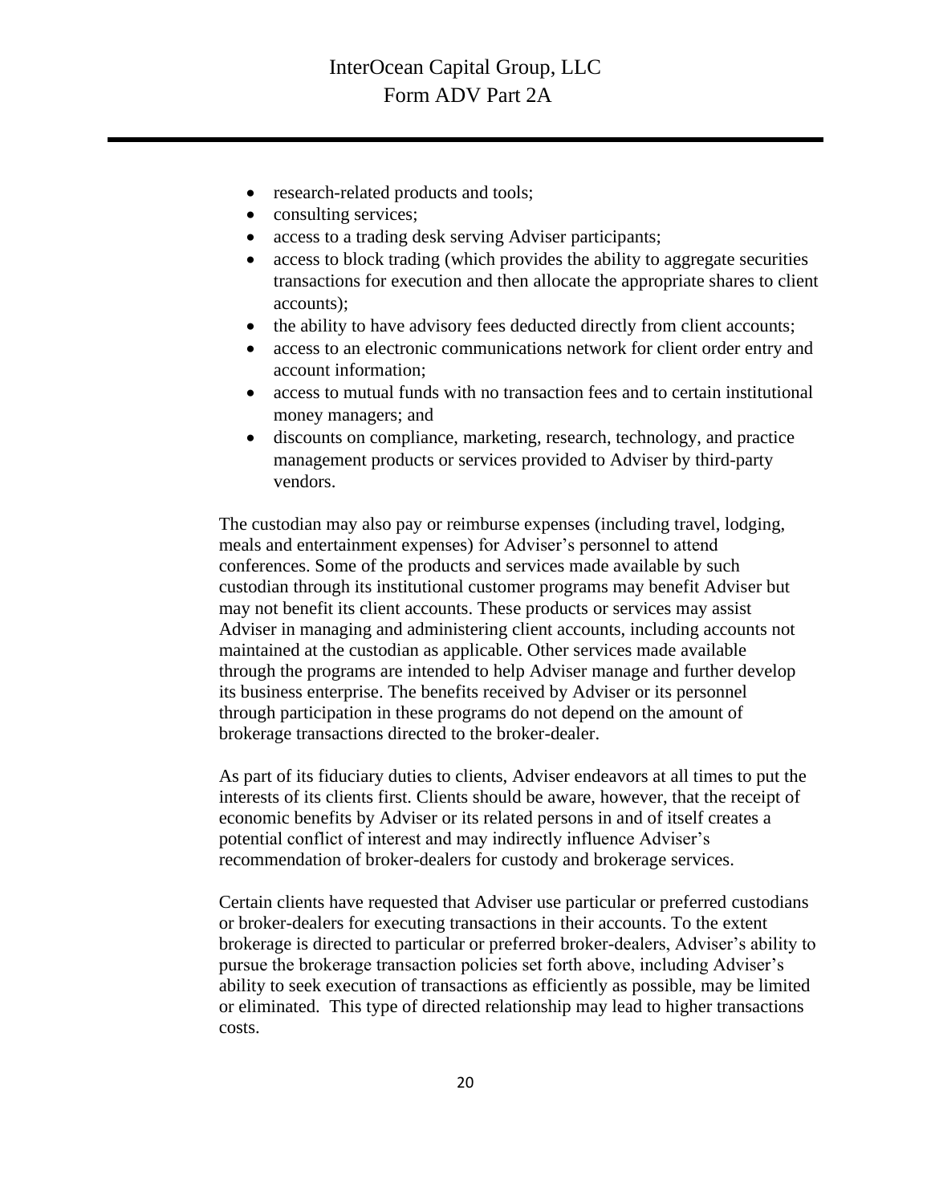- research-related products and tools;
- consulting services;
- access to a trading desk serving Adviser participants;
- access to block trading (which provides the ability to aggregate securities transactions for execution and then allocate the appropriate shares to client accounts);
- the ability to have advisory fees deducted directly from client accounts;
- access to an electronic communications network for client order entry and account information;
- access to mutual funds with no transaction fees and to certain institutional money managers; and
- discounts on compliance, marketing, research, technology, and practice management products or services provided to Adviser by third-party vendors.

The custodian may also pay or reimburse expenses (including travel, lodging, meals and entertainment expenses) for Adviser's personnel to attend conferences. Some of the products and services made available by such custodian through its institutional customer programs may benefit Adviser but may not benefit its client accounts. These products or services may assist Adviser in managing and administering client accounts, including accounts not maintained at the custodian as applicable. Other services made available through the programs are intended to help Adviser manage and further develop its business enterprise. The benefits received by Adviser or its personnel through participation in these programs do not depend on the amount of brokerage transactions directed to the broker-dealer.

As part of its fiduciary duties to clients, Adviser endeavors at all times to put the interests of its clients first. Clients should be aware, however, that the receipt of economic benefits by Adviser or its related persons in and of itself creates a potential conflict of interest and may indirectly influence Adviser's recommendation of broker-dealers for custody and brokerage services.

Certain clients have requested that Adviser use particular or preferred custodians or broker-dealers for executing transactions in their accounts. To the extent brokerage is directed to particular or preferred broker-dealers, Adviser's ability to pursue the brokerage transaction policies set forth above, including Adviser's ability to seek execution of transactions as efficiently as possible, may be limited or eliminated. This type of directed relationship may lead to higher transactions costs.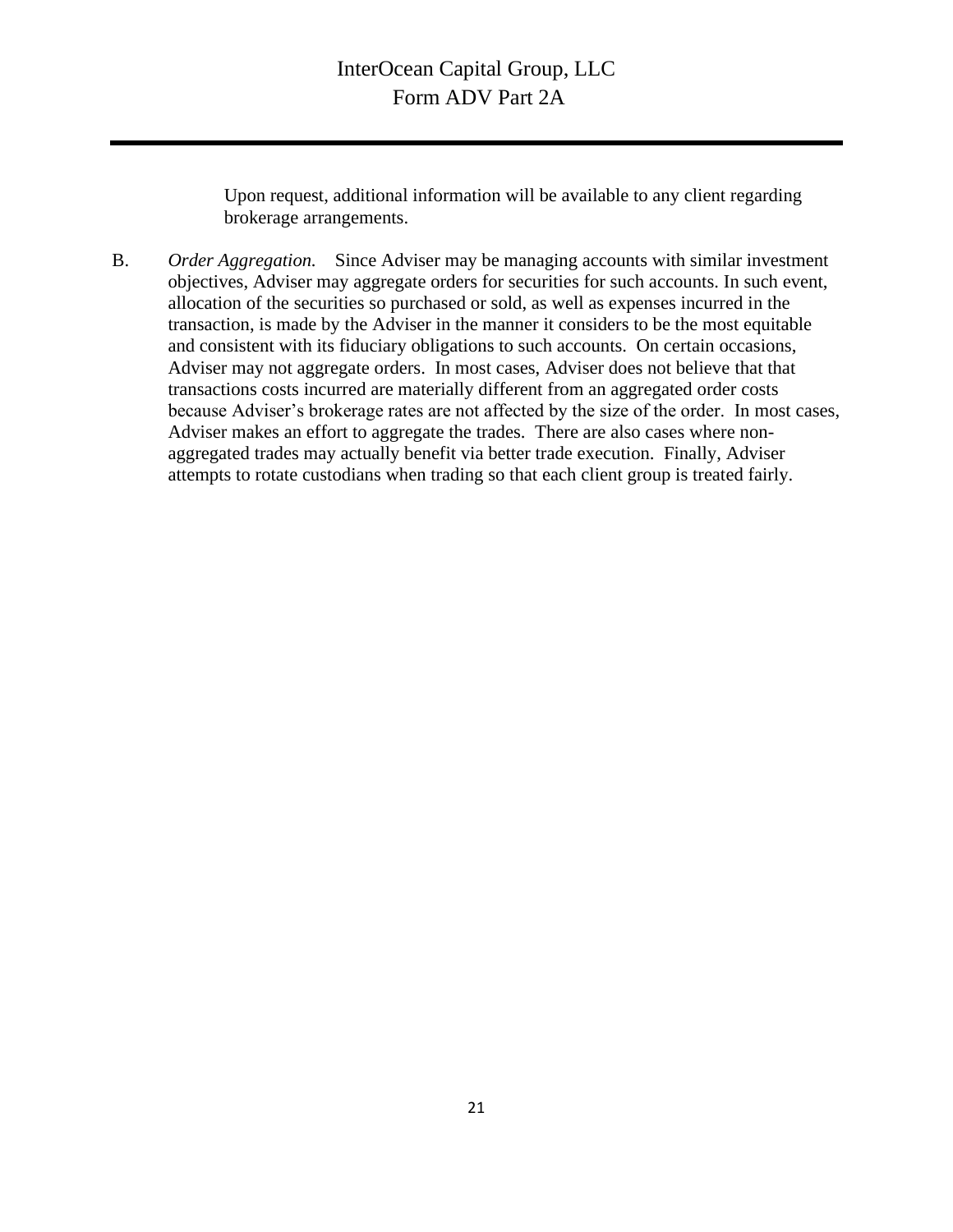Upon request, additional information will be available to any client regarding brokerage arrangements.

B. *Order Aggregation.* Since Adviser may be managing accounts with similar investment objectives, Adviser may aggregate orders for securities for such accounts. In such event, allocation of the securities so purchased or sold, as well as expenses incurred in the transaction, is made by the Adviser in the manner it considers to be the most equitable and consistent with its fiduciary obligations to such accounts. On certain occasions, Adviser may not aggregate orders. In most cases, Adviser does not believe that that transactions costs incurred are materially different from an aggregated order costs because Adviser's brokerage rates are not affected by the size of the order. In most cases, Adviser makes an effort to aggregate the trades. There are also cases where non-aggregated trades may actually benefit via better trade execution. Finally, Adviser attempts to rotate custodians when trading so that each client group is treated fairly.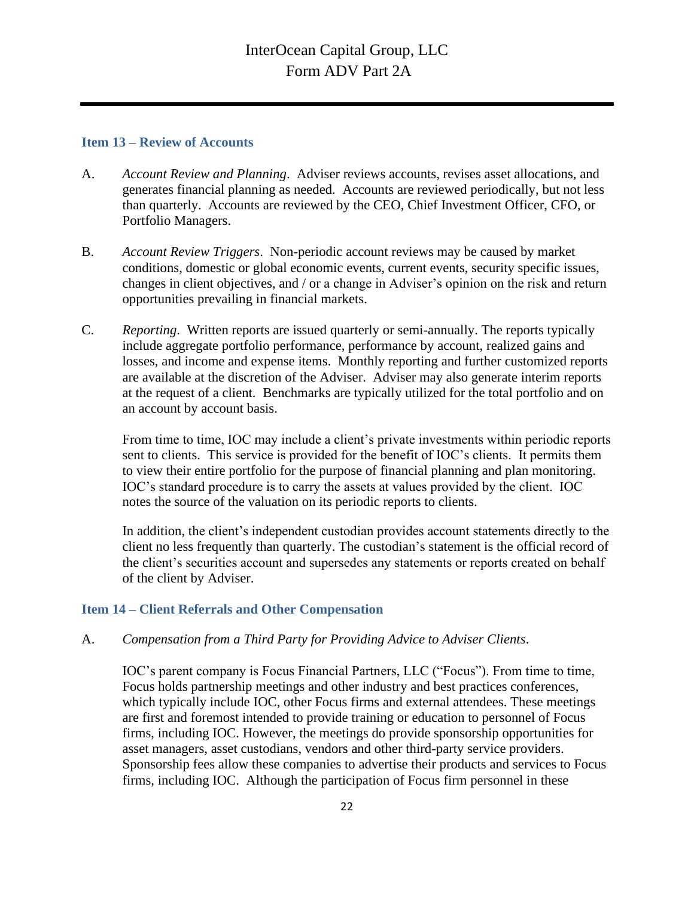## Item 13 – Review of Accounts

A. *Account Review and Planning*. Adviser reviews accounts, revises asset allocations, and generates financial planning as needed. Accounts are reviewed periodically, but not less than quarterly. Accounts are reviewed by the CEO, Chief Investment Officer, CFO, or Portfolio Managers.

B. *Account Review Triggers*. Non-periodic account reviews may be caused by market conditions, domestic or global economic events, current events, security specific issues, changes in client objectives, and / or a change in Adviser's opinion on the risk and return opportunities prevailing in financial markets.

C. *Reporting*. Written reports are issued quarterly or semi-annually. The reports typically include aggregate portfolio performance, performance by account, realized gains and losses, and income and expense items. Monthly reporting and further customized reports are available at the discretion of the Adviser. Adviser may also generate interim reports at the request of a client. Benchmarks are typically utilized for the total portfolio and on an account by account basis.

From time to time, IOC may include a client's private investments within periodic reports sent to clients. This service is provided for the benefit of IOC's clients. It permits them to view their entire portfolio for the purpose of financial planning and plan monitoring. IOC's standard procedure is to carry the assets at values provided by the client. IOC notes the source of the valuation on its periodic reports to clients.

In addition, the client's independent custodian provides account statements directly to the client no less frequently than quarterly. The custodian's statement is the official record of the client's securities account and supersedes any statements or reports created on behalf of the client by Adviser.

## Item 14 – Client Referrals and Other Compensation

A. *Compensation from a Third Party for Providing Advice to Adviser Clients*.

IOC's parent company is Focus Financial Partners, LLC ("Focus"). From time to time, Focus holds partnership meetings and other industry and best practices conferences, which typically include IOC, other Focus firms and external attendees. These meetings are first and foremost intended to provide training or education to personnel of Focus firms, including IOC. However, the meetings do provide sponsorship opportunities for asset managers, asset custodians, vendors and other third-party service providers. Sponsorship fees allow these companies to advertise their products and services to Focus firms, including IOC. Although the participation of Focus firm personnel in these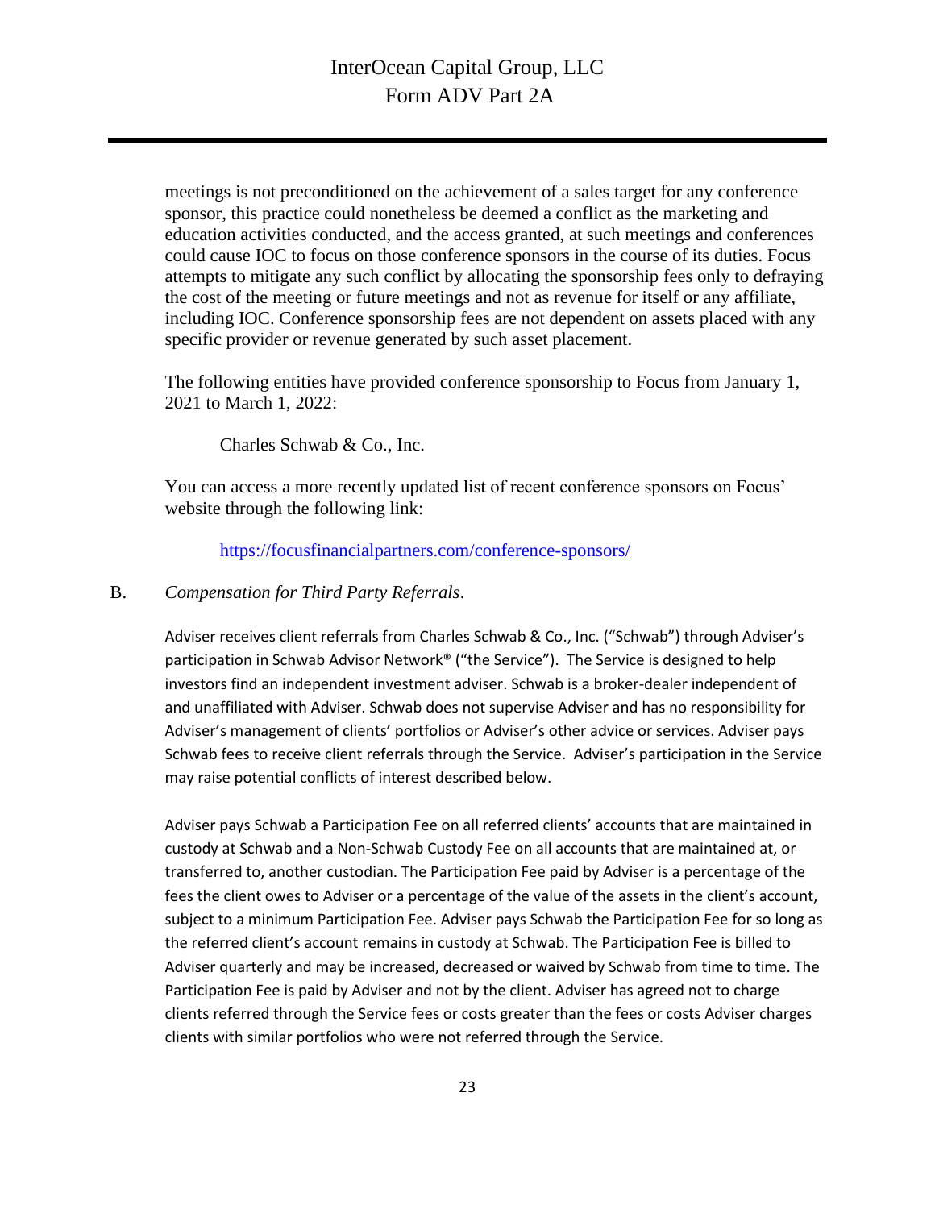meetings is not preconditioned on the achievement of a sales target for any conference sponsor, this practice could nonetheless be deemed a conflict as the marketing and education activities conducted, and the access granted, at such meetings and conferences could cause IOC to focus on those conference sponsors in the course of its duties. Focus attempts to mitigate any such conflict by allocating the sponsorship fees only to defraying the cost of the meeting or future meetings and not as revenue for itself or any affiliate, including IOC. Conference sponsorship fees are not dependent on assets placed with any specific provider or revenue generated by such asset placement.

The following entities have provided conference sponsorship to Focus from January 1, 2021 to March 1, 2022:

Charles Schwab & Co., Inc.

You can access a more recently updated list of recent conference sponsors on Focus' website through the following link:

https://focusfinancialpartners.com/conference-sponsors/

B. *Compensation for Third Party Referrals*.

Adviser receives client referrals from Charles Schwab & Co., Inc. ("Schwab") through Adviser's participation in Schwab Advisor Network® ("the Service"). The Service is designed to help investors find an independent investment adviser. Schwab is a broker-dealer independent of and unaffiliated with Adviser. Schwab does not supervise Adviser and has no responsibility for Adviser's management of clients' portfolios or Adviser's other advice or services. Adviser pays Schwab fees to receive client referrals through the Service. Adviser's participation in the Service may raise potential conflicts of interest described below.

Adviser pays Schwab a Participation Fee on all referred clients' accounts that are maintained in custody at Schwab and a Non-Schwab Custody Fee on all accounts that are maintained at, or transferred to, another custodian. The Participation Fee paid by Adviser is a percentage of the fees the client owes to Adviser or a percentage of the value of the assets in the client's account, subject to a minimum Participation Fee. Adviser pays Schwab the Participation Fee for so long as the referred client's account remains in custody at Schwab. The Participation Fee is billed to Adviser quarterly and may be increased, decreased or waived by Schwab from time to time. The Participation Fee is paid by Adviser and not by the client. Adviser has agreed not to charge clients referred through the Service fees or costs greater than the fees or costs Adviser charges clients with similar portfolios who were not referred through the Service.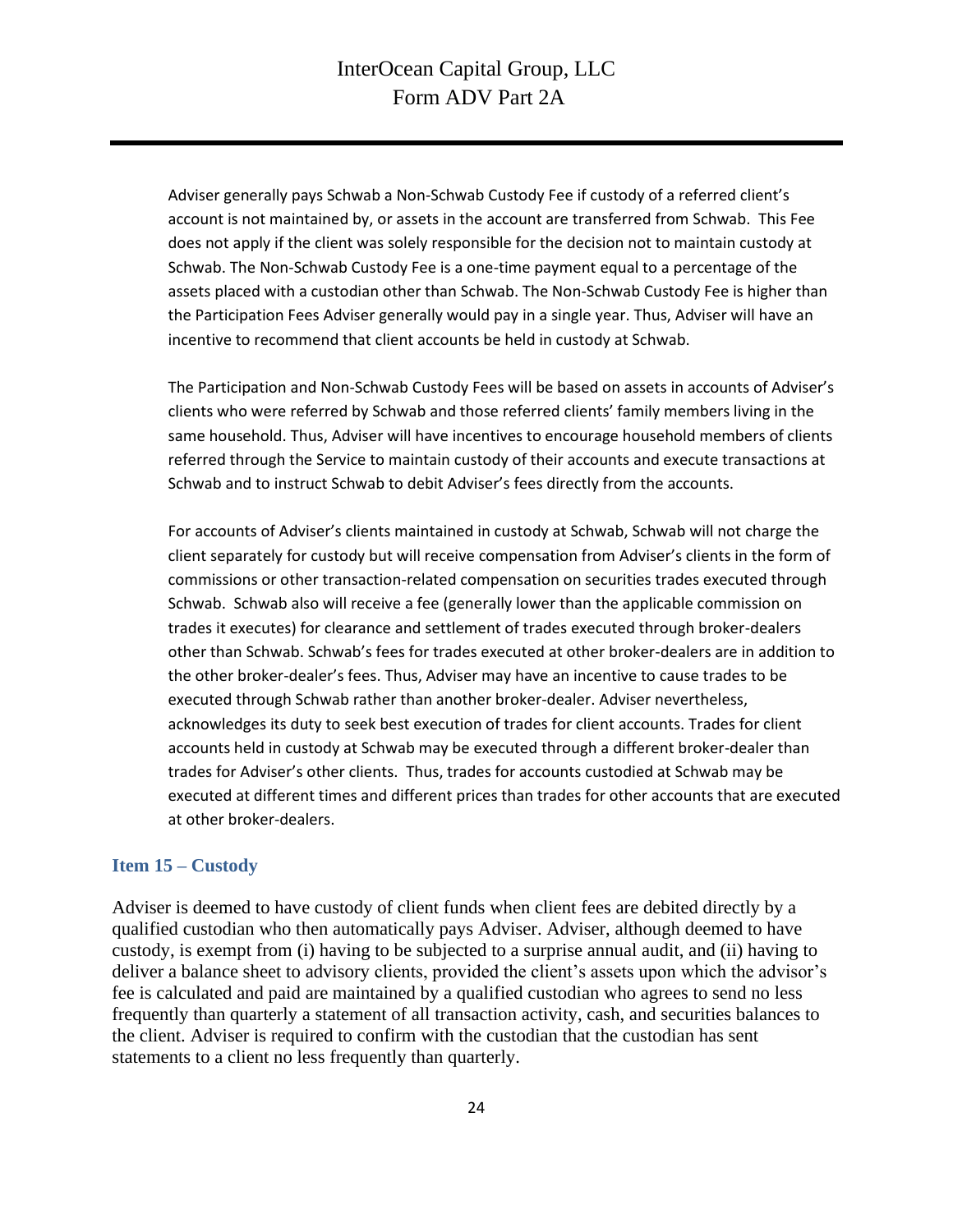Adviser generally pays Schwab a Non-Schwab Custody Fee if custody of a referred client's account is not maintained by, or assets in the account are transferred from Schwab. This Fee does not apply if the client was solely responsible for the decision not to maintain custody at Schwab. The Non-Schwab Custody Fee is a one-time payment equal to a percentage of the assets placed with a custodian other than Schwab. The Non-Schwab Custody Fee is higher than the Participation Fees Adviser generally would pay in a single year. Thus, Adviser will have an incentive to recommend that client accounts be held in custody at Schwab.

The Participation and Non-Schwab Custody Fees will be based on assets in accounts of Adviser's clients who were referred by Schwab and those referred clients' family members living in the same household. Thus, Adviser will have incentives to encourage household members of clients referred through the Service to maintain custody of their accounts and execute transactions at Schwab and to instruct Schwab to debit Adviser's fees directly from the accounts.

For accounts of Adviser's clients maintained in custody at Schwab, Schwab will not charge the client separately for custody but will receive compensation from Adviser's clients in the form of commissions or other transaction-related compensation on securities trades executed through Schwab. Schwab also will receive a fee (generally lower than the applicable commission on trades it executes) for clearance and settlement of trades executed through broker-dealers other than Schwab. Schwab's fees for trades executed at other broker-dealers are in addition to the other broker-dealer's fees. Thus, Adviser may have an incentive to cause trades to be executed through Schwab rather than another broker-dealer. Adviser nevertheless, acknowledges its duty to seek best execution of trades for client accounts. Trades for client accounts held in custody at Schwab may be executed through a different broker-dealer than trades for Adviser's other clients. Thus, trades for accounts custodied at Schwab may be executed at different times and different prices than trades for other accounts that are executed at other broker-dealers.

## Item 15 – Custody

Adviser is deemed to have custody of client funds when client fees are debited directly by a qualified custodian who then automatically pays Adviser. Adviser, although deemed to have custody, is exempt from (i) having to be subjected to a surprise annual audit, and (ii) having to deliver a balance sheet to advisory clients, provided the client's assets upon which the advisor's fee is calculated and paid are maintained by a qualified custodian who agrees to send no less frequently than quarterly a statement of all transaction activity, cash, and securities balances to the client. Adviser is required to confirm with the custodian that the custodian has sent statements to a client no less frequently than quarterly.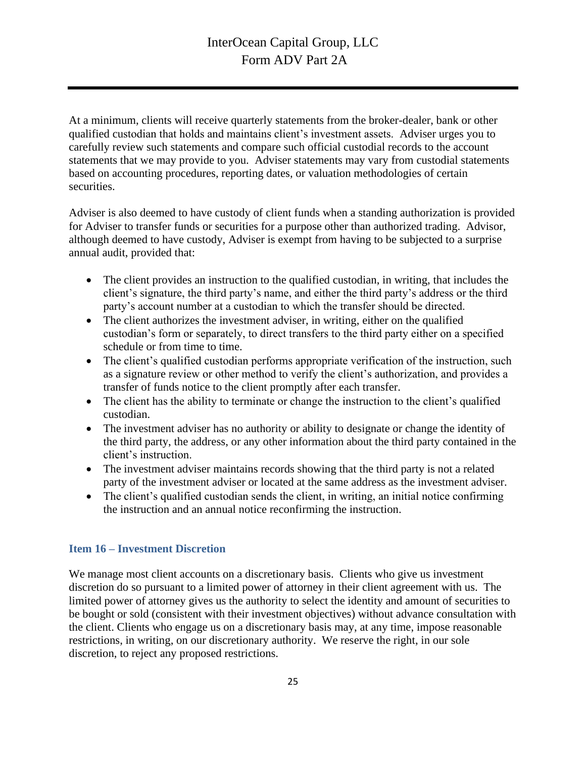At a minimum, clients will receive quarterly statements from the broker-dealer, bank or other qualified custodian that holds and maintains client's investment assets. Adviser urges you to carefully review such statements and compare such official custodial records to the account statements that we may provide to you. Adviser statements may vary from custodial statements based on accounting procedures, reporting dates, or valuation methodologies of certain securities.

Adviser is also deemed to have custody of client funds when a standing authorization is provided for Adviser to transfer funds or securities for a purpose other than authorized trading. Advisor, although deemed to have custody, Adviser is exempt from having to be subjected to a surprise annual audit, provided that:

- The client provides an instruction to the qualified custodian, in writing, that includes the client's signature, the third party's name, and either the third party's address or the third party's account number at a custodian to which the transfer should be directed.
- The client authorizes the investment adviser, in writing, either on the qualified custodian's form or separately, to direct transfers to the third party either on a specified schedule or from time to time.
- The client's qualified custodian performs appropriate verification of the instruction, such as a signature review or other method to verify the client's authorization, and provides a transfer of funds notice to the client promptly after each transfer.
- The client has the ability to terminate or change the instruction to the client's qualified custodian.
- The investment adviser has no authority or ability to designate or change the identity of the third party, the address, or any other information about the third party contained in the client's instruction.
- The investment adviser maintains records showing that the third party is not a related party of the investment adviser or located at the same address as the investment adviser.
- The client's qualified custodian sends the client, in writing, an initial notice confirming the instruction and an annual notice reconfirming the instruction.

## Item 16 – Investment Discretion

We manage most client accounts on a discretionary basis. Clients who give us investment discretion do so pursuant to a limited power of attorney in their client agreement with us. The limited power of attorney gives us the authority to select the identity and amount of securities to be bought or sold (consistent with their investment objectives) without advance consultation with the client. Clients who engage us on a discretionary basis may, at any time, impose reasonable restrictions, in writing, on our discretionary authority. We reserve the right, in our sole discretion, to reject any proposed restrictions.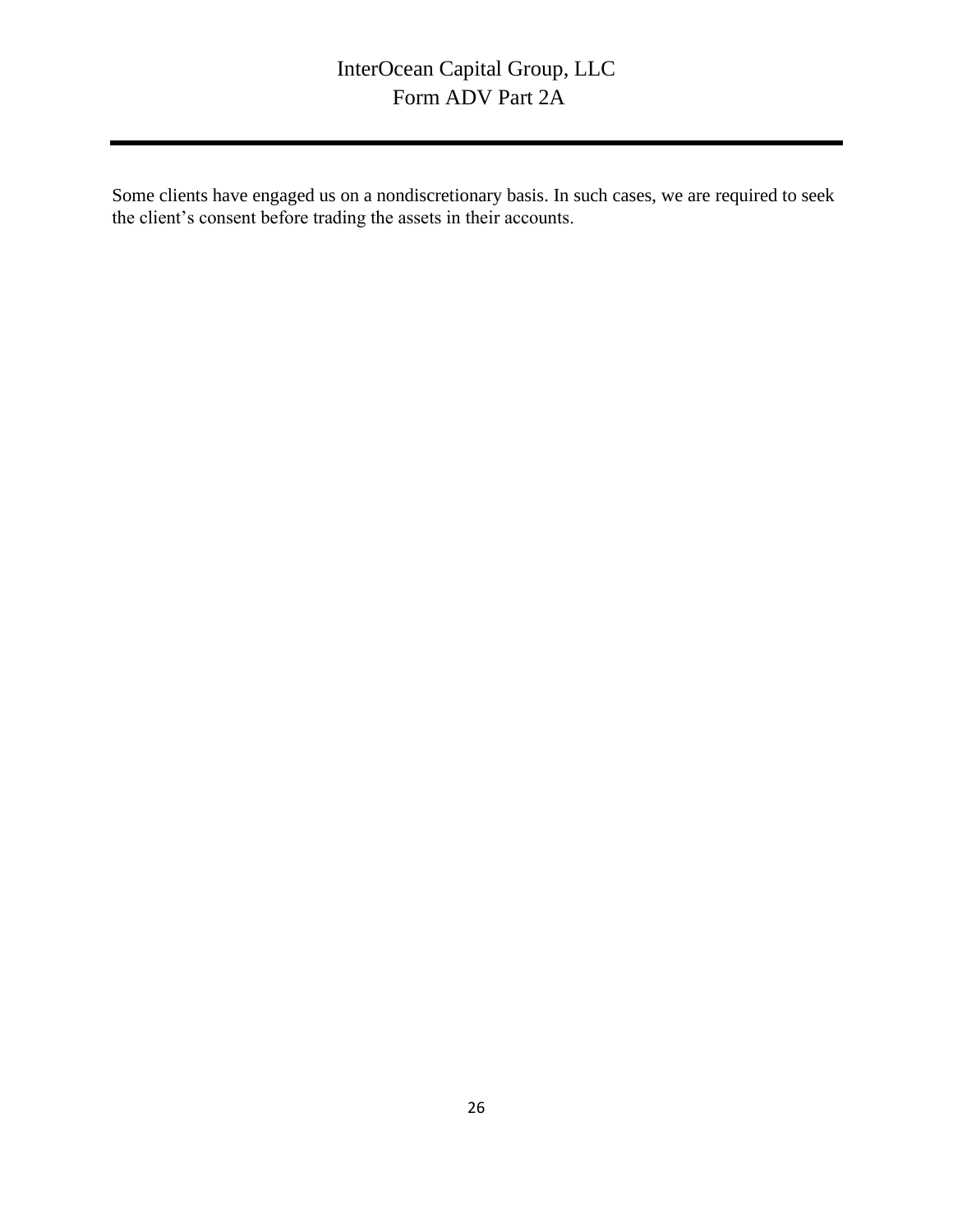Some clients have engaged us on a nondiscretionary basis. In such cases, we are required to seek the client's consent before trading the assets in their accounts.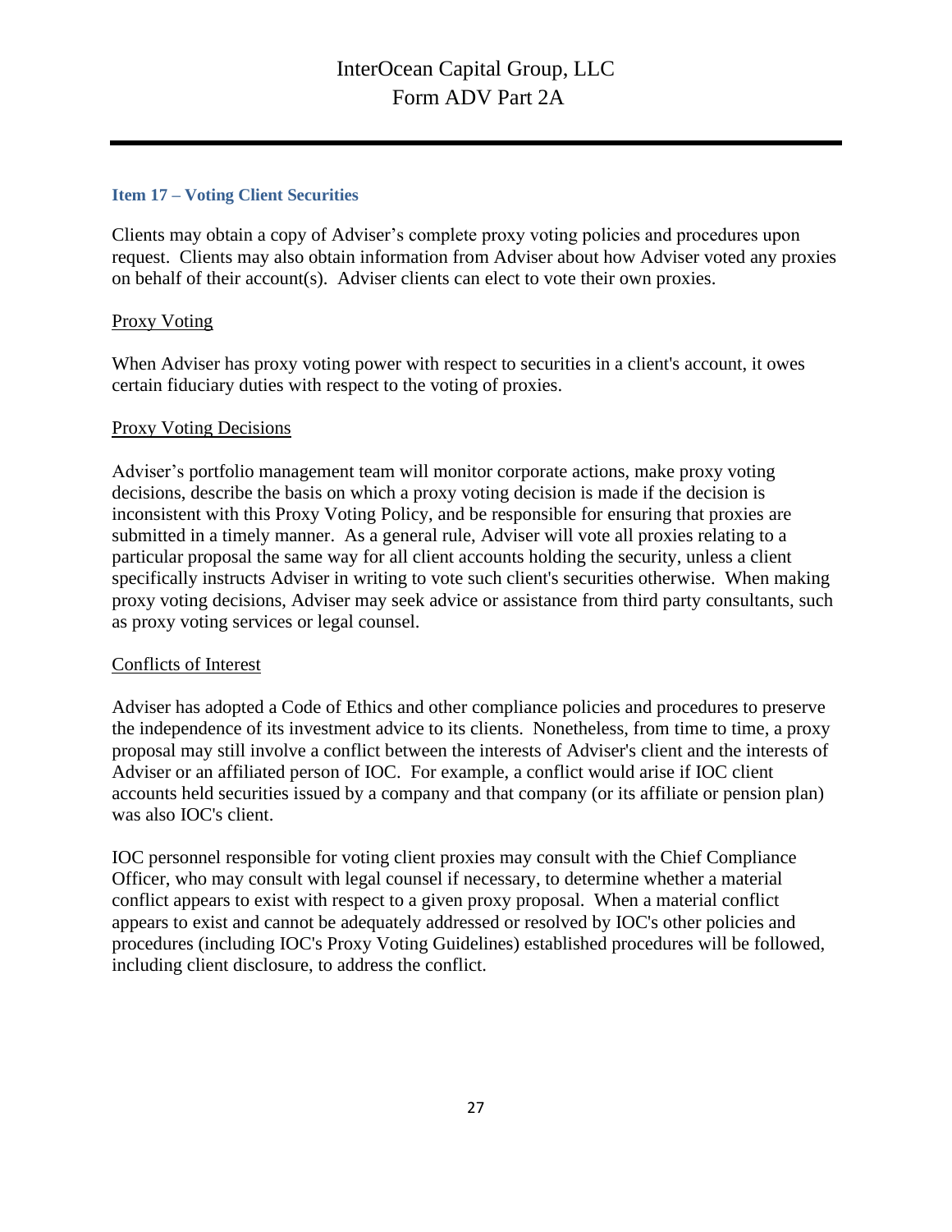## Item 17 – Voting Client Securities

Clients may obtain a copy of Adviser's complete proxy voting policies and procedures upon request. Clients may also obtain information from Adviser about how Adviser voted any proxies on behalf of their account(s). Adviser clients can elect to vote their own proxies.

### Proxy Voting

When Adviser has proxy voting power with respect to securities in a client's account, it owes certain fiduciary duties with respect to the voting of proxies.

### Proxy Voting Decisions

Adviser's portfolio management team will monitor corporate actions, make proxy voting decisions, describe the basis on which a proxy voting decision is made if the decision is inconsistent with this Proxy Voting Policy, and be responsible for ensuring that proxies are submitted in a timely manner. As a general rule, Adviser will vote all proxies relating to a particular proposal the same way for all client accounts holding the security, unless a client specifically instructs Adviser in writing to vote such client's securities otherwise. When making proxy voting decisions, Adviser may seek advice or assistance from third party consultants, such as proxy voting services or legal counsel.

### Conflicts of Interest

Adviser has adopted a Code of Ethics and other compliance policies and procedures to preserve the independence of its investment advice to its clients. Nonetheless, from time to time, a proxy proposal may still involve a conflict between the interests of Adviser's client and the interests of Adviser or an affiliated person of IOC. For example, a conflict would arise if IOC client accounts held securities issued by a company and that company (or its affiliate or pension plan) was also IOC's client.

IOC personnel responsible for voting client proxies may consult with the Chief Compliance Officer, who may consult with legal counsel if necessary, to determine whether a material conflict appears to exist with respect to a given proxy proposal. When a material conflict appears to exist and cannot be adequately addressed or resolved by IOC's other policies and procedures (including IOC's Proxy Voting Guidelines) established procedures will be followed, including client disclosure, to address the conflict.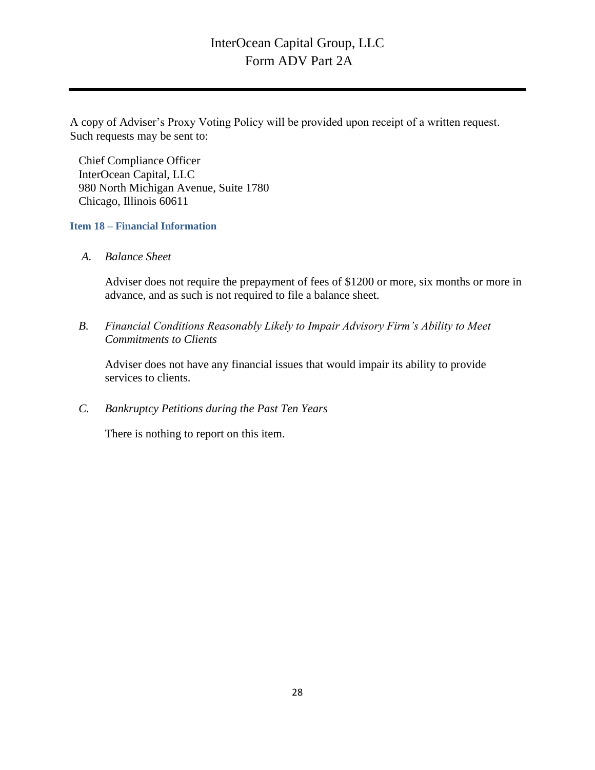A copy of Adviser's Proxy Voting Policy will be provided upon receipt of a written request. Such requests may be sent to:

Chief Compliance Officer
InterOcean Capital, LLC
980 North Michigan Avenue, Suite 1780
Chicago, Illinois 60611

### Item 18 – Financial Information

A. *Balance Sheet*

Adviser does not require the prepayment of fees of $1200 or more, six months or more in advance, and as such is not required to file a balance sheet.

B. *Financial Conditions Reasonably Likely to Impair Advisory Firm's Ability to Meet Commitments to Clients*

Adviser does not have any financial issues that would impair its ability to provide services to clients.

C. *Bankruptcy Petitions during the Past Ten Years*

There is nothing to report on this item.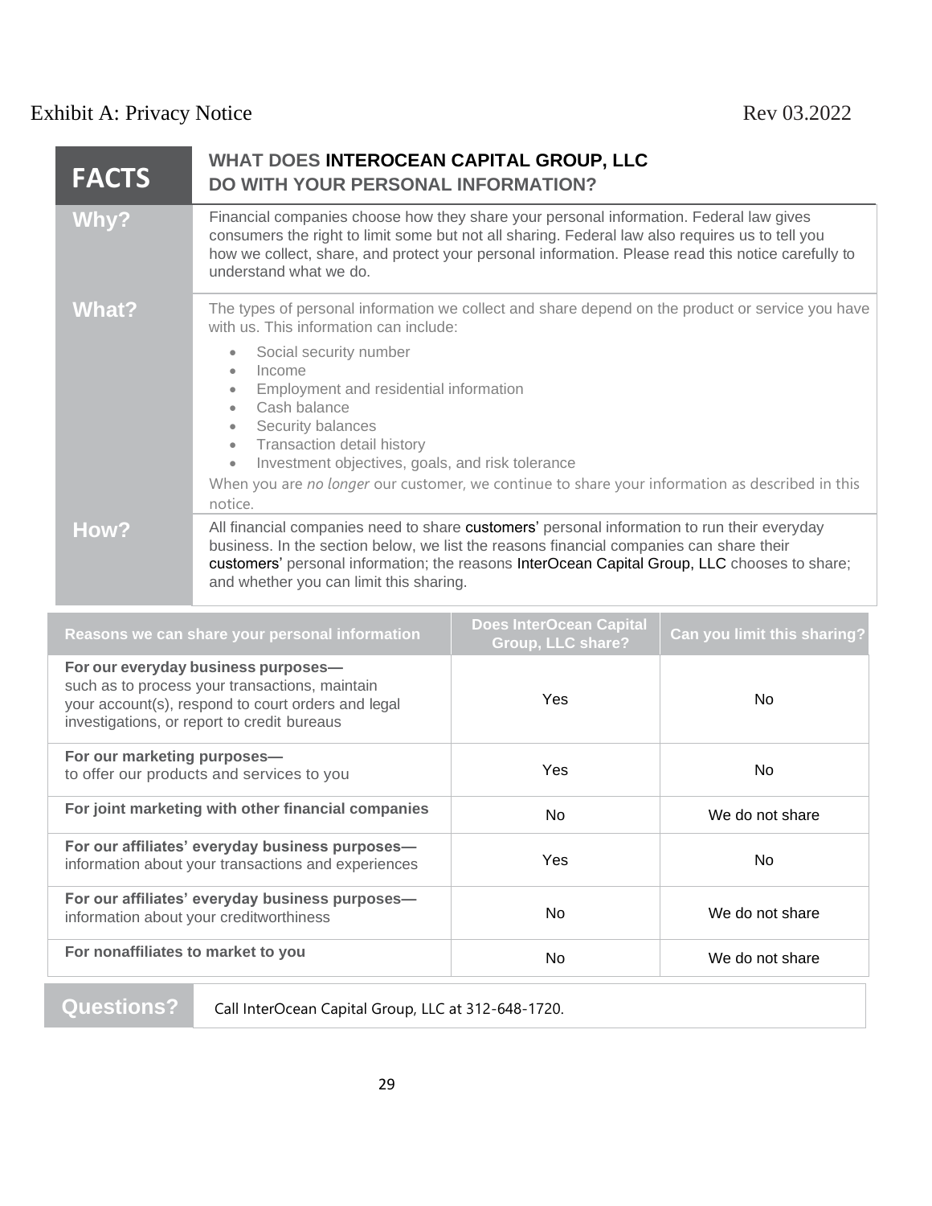Exhibit A: Privacy Notice Rev 03.2022

| FACTS | WHAT DOES **INTEROCEAN CAPITAL GROUP, LLC** DO WITH YOUR PERSONAL INFORMATION? |
|---|---|
| **Why?** | Financial companies choose how they share your personal information. Federal law gives consumers the right to limit some but not all sharing. Federal law also requires us to tell you how we collect, share, and protect your personal information. Please read this notice carefully to understand what we do. |
| **What?** | The types of personal information we collect and share depend on the product or service you have with us. This information can include: <br>• Social security number <br>• Income <br>• Employment and residential information <br>• Cash balance <br>• Security balances <br>• Transaction detail history <br>• Investment objectives, goals, and risk tolerance <br>When you are *no longer* our customer, we continue to share your information as described in this notice. |
| **How?** | All financial companies need to share customers' personal information to run their everyday business. In the section below, we list the reasons financial companies can share their customers' personal information; the reasons InterOcean Capital Group, LLC chooses to share; and whether you can limit this sharing. |

| Reasons we can share your personal information | Does InterOcean Capital Group, LLC share? | Can you limit this sharing? |
|---|---|---|
| **For our everyday business purposes—** such as to process your transactions, maintain your account(s), respond to court orders and legal investigations, or report to credit bureaus | Yes | No |
| **For our marketing purposes—** to offer our products and services to you | Yes | No |
| **For joint marketing with other financial companies** | No | We do not share |
| **For our affiliates' everyday business purposes—** information about your transactions and experiences | Yes | No |
| **For our affiliates' everyday business purposes—** information about your creditworthiness | No | We do not share |
| **For nonaffiliates to market to you** | No | We do not share |

| Questions? | Call InterOcean Capital Group, LLC at 312-648-1720. |
|---|---|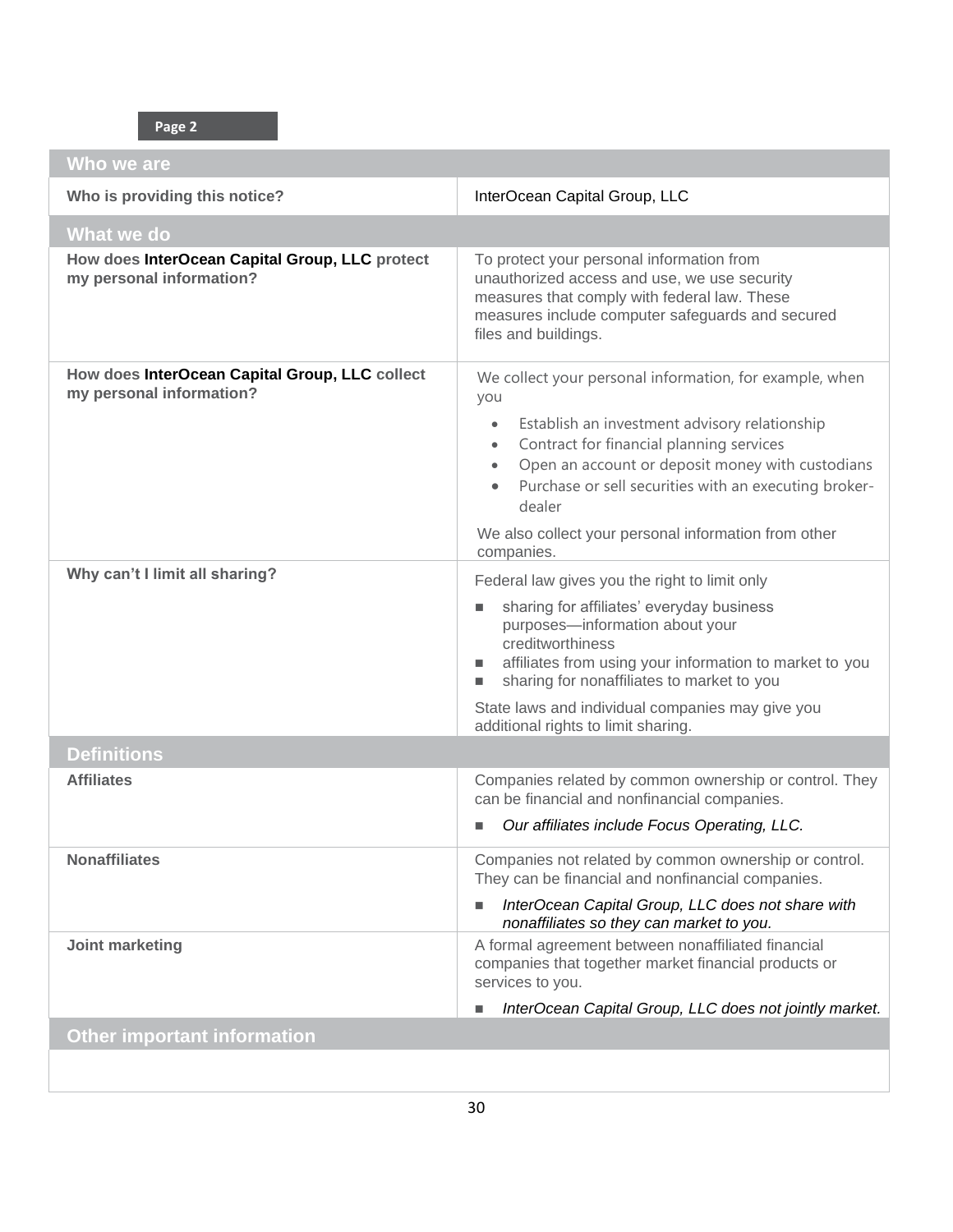Page 2

| Who we are | |
|---|---|
| **Who is providing this notice?** | InterOcean Capital Group, LLC |
| **What we do** | |
| **How does InterOcean Capital Group, LLC protect my personal information?** | To protect your personal information from unauthorized access and use, we use security measures that comply with federal law. These measures include computer safeguards and secured files and buildings. |
| **How does InterOcean Capital Group, LLC collect my personal information?** | We collect your personal information, for example, when you<br>• Establish an investment advisory relationship<br>• Contract for financial planning services<br>• Open an account or deposit money with custodians<br>• Purchase or sell securities with an executing broker-dealer<br>We also collect your personal information from other companies. |
| **Why can't I limit all sharing?** | Federal law gives you the right to limit only<br>■ sharing for affiliates' everyday business purposes—information about your creditworthiness<br>■ affiliates from using your information to market to you<br>■ sharing for nonaffiliates to market to you<br>State laws and individual companies may give you additional rights to limit sharing. |
| **Definitions** | |
| **Affiliates** | Companies related by common ownership or control. They can be financial and nonfinancial companies.<br>■ *Our affiliates include Focus Operating, LLC.* |
| **Nonaffiliates** | Companies not related by common ownership or control. They can be financial and nonfinancial companies.<br>■ *InterOcean Capital Group, LLC does not share with nonaffiliates so they can market to you.* |
| **Joint marketing** | A formal agreement between nonaffiliated financial companies that together market financial products or services to you.<br>■ *InterOcean Capital Group, LLC does not jointly market.* |
| **Other important information** | |
| | |